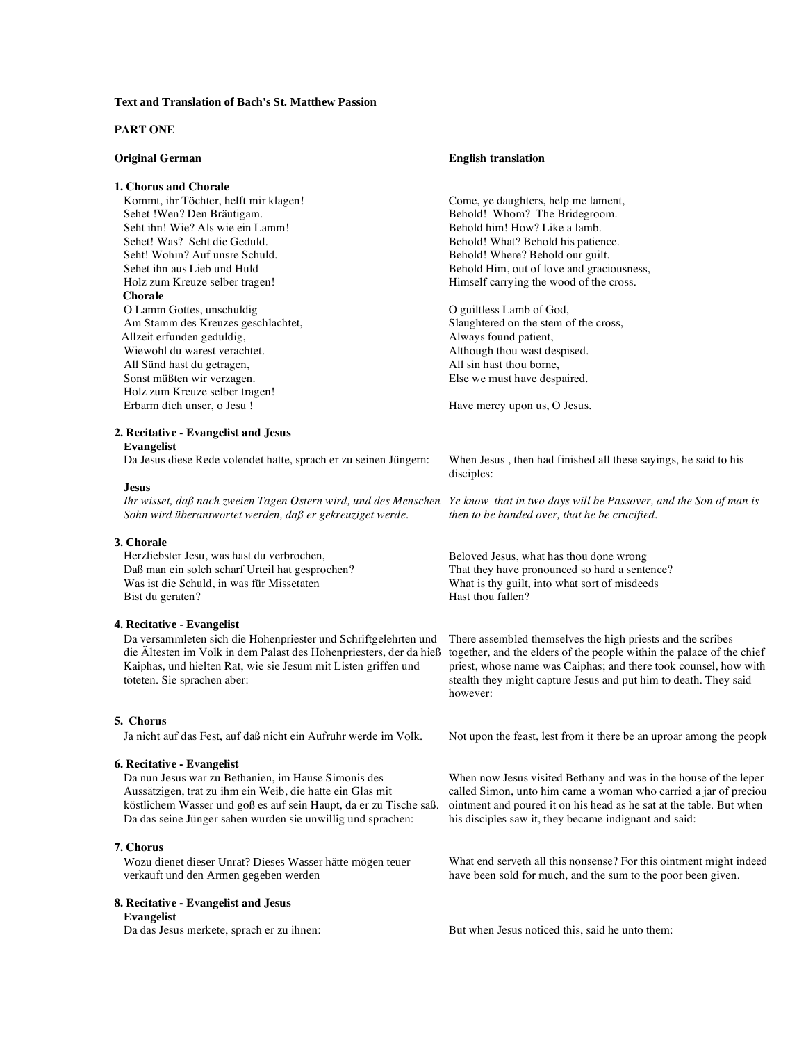**Text and Translation of Bach's St. Matthew Passion**

**PART ONE**

| **Original German** | **English translation** |
|---|---|
| **1. Chorus and Chorale** | |
| Kommt, ihr Töchter, helft mir klagen! | Come, ye daughters, help me lament, |
| Sehet !Wen? Den Bräutigam. | Behold! Whom? The Bridegroom. |
| Seht ihn! Wie? Als wie ein Lamm! | Behold him! How? Like a lamb. |
| Sehet! Was? Seht die Geduld. | Behold! What? Behold his patience. |
| Seht! Wohin? Auf unsre Schuld. | Behold! Where? Behold our guilt. |
| Sehet ihn aus Lieb und Huld | Behold Him, out of love and graciousness, |
| Holz zum Kreuze selber tragen! | Himself carrying the wood of the cross. |
| **Chorale** | |
| O Lamm Gottes, unschuldig | O guiltless Lamb of God, |
| Am Stamm des Kreuzes geschlachtet, | Slaughtered on the stem of the cross, |
| Allzeit erfunden geduldig, | Always found patient, |
| Wiewohl du warest verachtet. | Although thou wast despised. |
| All Sünd hast du getragen, | All sin hast thou borne, |
| Sonst müßten wir verzagen. | Else we must have despaired. |
| Holz zum Kreuze selber tragen! | |
| Erbarm dich unser, o Jesu ! | Have mercy upon us, O Jesus. |
| **2. Recitative - Evangelist and Jesus** | |
| **Evangelist** | |
| Da Jesus diese Rede volendet hatte, sprach er zu seinen Jüngern: | When Jesus , then had finished all these sayings, he said to his disciples: |
| **Jesus** | |
| *Ihr wisset, daß nach zweien Tagen Ostern wird, und des Menschen Sohn wird überantwortet werden, daß er gekreuziget werde.* | *Ye know that in two days will be Passover, and the Son of man is then to be handed over, that he be crucified.* |
| **3. Chorale** | |
| Herzliebster Jesu, was hast du verbrochen, | Beloved Jesus, what has thou done wrong |
| Daß man ein solch scharf Urteil hat gesprochen? | That they have pronounced so hard a sentence? |
| Was ist die Schuld, in was für Missetaten | What is thy guilt, into what sort of misdeeds |
| Bist du geraten? | Hast thou fallen? |
| **4. Recitative - Evangelist** | |
| Da versammleten sich die Hohenpriester und Schriftgelehrten und die Ältesten im Volk in dem Palast des Hohenpriesters, der da hieß Kaiphas, und hielten Rat, wie sie Jesum mit Listen griffen und töteten. Sie sprachen aber: | There assembled themselves the high priests and the scribes together, and the elders of the people within the palace of the chief priest, whose name was Caiphas; and there took counsel, how with stealth they might capture Jesus and put him to death. They said however: |
| **5. Chorus** | |
| Ja nicht auf das Fest, auf daß nicht ein Aufruhr werde im Volk. | Not upon the feast, lest from it there be an uproar among the people |
| **6. Recitative - Evangelist** | |
| Da nun Jesus war zu Bethanien, im Hause Simonis des Aussätzigen, trat zu ihm ein Weib, die hatte ein Glas mit köstlichem Wasser und goß es auf sein Haupt, da er zu Tische saß. Da das seine Jünger sahen wurden sie unwillig und sprachen: | When now Jesus visited Bethany and was in the house of the leper called Simon, unto him came a woman who carried a jar of precious ointment and poured it on his head as he sat at the table. But when his disciples saw it, they became indignant and said: |
| **7. Chorus** | |
| Wozu dienet dieser Unrat? Dieses Wasser hätte mögen teuer verkauft und den Armen gegeben werden | What end serveth all this nonsense? For this ointment might indeed have been sold for much, and the sum to the poor been given. |
| **8. Recitative - Evangelist and Jesus** | |
| **Evangelist** | |
| Da das Jesus merkete, sprach er zu ihnen: | But when Jesus noticed this, said he unto them: |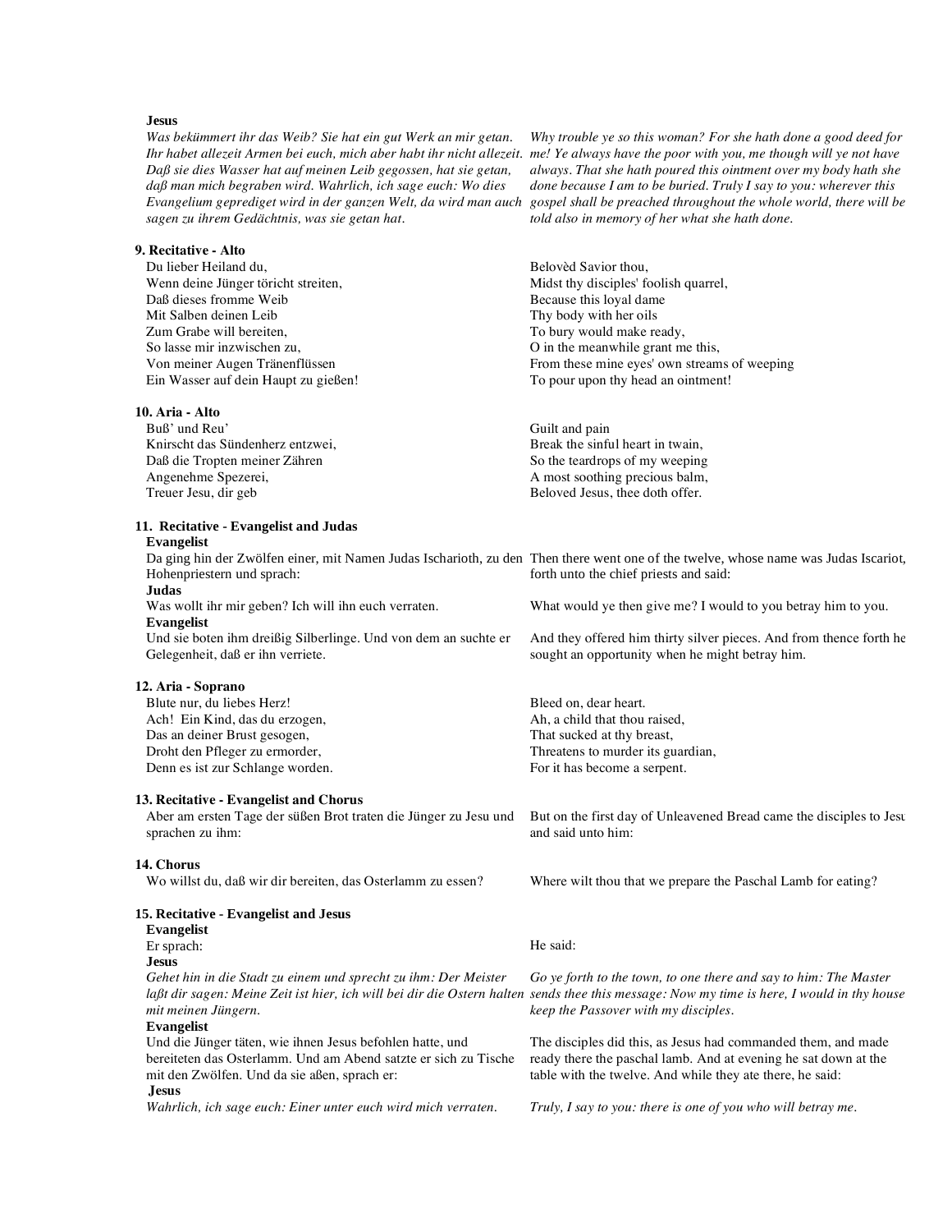**Jesus**

*Was bekümmert ihr das Weib? Sie hat ein gut Werk an mir getan. Ihr habet allezeit Armen bei euch, mich aber habt ihr nicht allezeit. Daß sie dies Wasser hat auf meinen Leib gegossen, hat sie getan, daß man mich begraben wird. Wahrlich, ich sage euch: Wo dies Evangelium gepredigt wird in der ganzen Welt, da wird man auch sagen zu ihrem Gedächtnis, was sie getan hat.*

*Why trouble ye so this woman? For she hath done a good deed for me! Ye always have the poor with you, me though will ye not have always. That she hath poured this ointment over my body hath she done because I am to be buried. Truly I say to you: wherever this gospel shall be preached throughout the whole world, there will be told also in memory of her what she hath done.*

**9. Recitative - Alto**

Du lieber Heiland du,
Wenn deine Jünger töricht streiten,
Daß dieses fromme Weib
Mit Salben deinen Leib
Zum Grabe will bereiten,
So lasse mir inzwischen zu,
Von meiner Augen Tränenflüssen
Ein Wasser auf dein Haupt zu gießen!

Belovèd Savior thou,
Midst thy disciples' foolish quarrel,
Because this loyal dame
Thy body with her oils
To bury would make ready,
O in the meanwhile grant me this,
From these mine eyes' own streams of weeping
To pour upon thy head an ointment!

**10. Aria - Alto**

Buß' und Reu'
Knirscht das Sündenherz entzwei,
Daß die Tropfen meiner Zähren
Angenehme Spezerei,
Treuer Jesu, dir geb

Guilt and pain
Break the sinful heart in twain,
So the teardrops of my weeping
A most soothing precious balm,
Beloved Jesus, thee doth offer.

**11. Recitative - Evangelist and Judas**

**Evangelist**

Da ging hin der Zwölfen einer, mit Namen Judas Ischarioth, zu den Hohenpriestern und sprach:

Then there went one of the twelve, whose name was Judas Iscariot, forth unto the chief priests and said:

**Judas**

Was wollt ihr mir geben? Ich will ihn euch verraten.

What would ye then give me? I would to you betray him to you.

**Evangelist**

Und sie boten ihm dreißig Silberlinge. Und von dem an suchte er Gelegenheit, daß er ihn verriete.

And they offered him thirty silver pieces. And from thence forth he sought an opportunity when he might betray him.

**12. Aria - Soprano**

Blute nur, du liebes Herz!
Ach! Ein Kind, das du erzogen,
Das an deiner Brust gesogen,
Droht den Pfleger zu ermorder,
Denn es ist zur Schlange worden.

Bleed on, dear heart.
Ah, a child that thou raised,
That sucked at thy breast,
Threatens to murder its guardian,
For it has become a serpent.

**13. Recitative - Evangelist and Chorus**

Aber am ersten Tage der süßen Brot traten die Jünger zu Jesu und sprachen zu ihm:

But on the first day of Unleavened Bread came the disciples to Jesu and said unto him:

**14. Chorus**

Wo willst du, daß wir dir bereiten, das Osterlamm zu essen?

Where wilt thou that we prepare the Paschal Lamb for eating?

**15. Recitative - Evangelist and Jesus**

**Evangelist**

Er sprach:

He said:

**Jesus**

*Gehet hin in die Stadt zu einem und sprecht zu ihm: Der Meister laßt dir sagen: Meine Zeit ist hier, ich will bei dir die Ostern halten mit meinen Jüngern.*

*Go ye forth to the town, to one there and say to him: The Master sends thee this message: Now my time is here, I would in thy house keep the Passover with my disciples.*

**Evangelist**

Und die Jünger täten, wie ihnen Jesus befohlen hatte, und bereiteten das Osterlamm. Und am Abend satzte er sich zu Tische mit den Zwölfen. Und da sie aßen, sprach er:

The disciples did this, as Jesus had commanded them, and made ready there the paschal lamb. And at evening he sat down at the table with the twelve. And while they ate there, he said:

**Jesus**

*Wahrlich, ich sage euch: Einer unter euch wird mich verraten.*

*Truly, I say to you: there is one of you who will betray me.*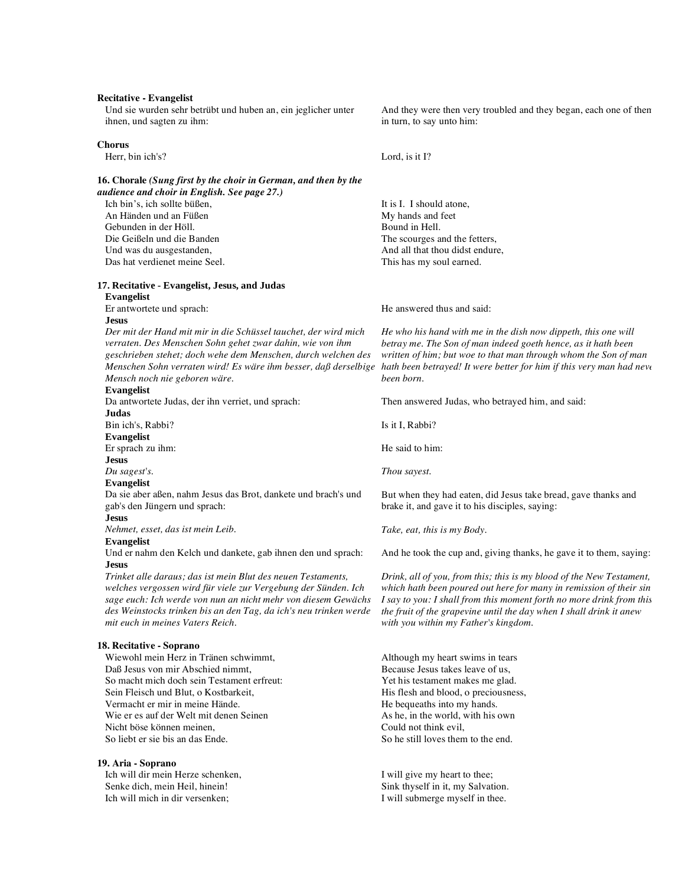**Recitative - Evangelist**

Und sie wurden sehr betrübt und huben an, ein jeglicher unter ihnen, und sagten zu ihm:

And they were then very troubled and they began, each one of them in turn, to say unto him:

**Chorus**

Herr, bin ich's?

Lord, is it I?

**16. Chorale** ***(Sung first by the choir in German, and then by the audience and choir in English. See page 27.)***

Ich bin's, ich sollte büßen,
An Händen und an Füßen
Gebunden in der Höll.
Die Geißeln und die Banden
Und was du ausgestanden,
Das hat verdienet meine Seel.

It is I. I should atone,
My hands and feet
Bound in Hell.
The scourges and the fetters,
And all that thou didst endure,
This has my soul earned.

**17. Recitative - Evangelist, Jesus, and Judas**

**Evangelist**

Er antwortete und sprach:

He answered thus and said:

**Jesus**

*Der mit der Hand mit mir in die Schüssel tauchet, der wird mich verraten. Des Menschen Sohn gehet zwar dahin, wie von ihm geschrieben stehet; doch wehe dem Menschen, durch welchen des Menschen Sohn verraten wird! Es wäre ihm besser, daß derselbige Mensch noch nie geboren wäre.*

*He who his hand with me in the dish now dippeth, this one will betray me. The Son of man indeed goeth hence, as it hath been written of him; but woe to that man through whom the Son of man hath been betrayed! It were better for him if this very man had never been born.*

**Evangelist**

Da antwortete Judas, der ihn verriet, und sprach:

Then answered Judas, who betrayed him, and said:

**Judas**

Bin ich's, Rabbi?

Is it I, Rabbi?

**Evangelist**

Er sprach zu ihm:

He said to him:

**Jesus**

*Du sagest's.*

*Thou sayest.*

**Evangelist**

Da sie aber aßen, nahm Jesus das Brot, dankete und brach's und gab's den Jüngern und sprach:

But when they had eaten, did Jesus take bread, gave thanks and brake it, and gave it to his disciples, saying:

**Jesus**

*Nehmet, esset, das ist mein Leib.*

*Take, eat, this is my Body.*

**Evangelist**

Und er nahm den Kelch und dankete, gab ihnen den und sprach:

And he took the cup and, giving thanks, he gave it to them, saying:

**Jesus**

*Trinket alle daraus; das ist mein Blut des neuen Testaments, welches vergossen wird für viele zur Vergebung der Sünden. Ich sage euch: Ich werde von nun an nicht mehr von diesem Gewächs des Weinstocks trinken bis an den Tag, da ich's neu trinken werde mit euch in meines Vaters Reich.*

*Drink, all of you, from this; this is my blood of the New Testament, which hath been poured out here for many in remission of their sin. I say to you: I shall from this moment forth no more drink from this the fruit of the grapevine until the day when I shall drink it anew with you within my Father's kingdom.*

**18. Recitative - Soprano**

Wiewohl mein Herz in Tränen schwimmt,
Daß Jesus von mir Abschied nimmt,
So macht mich doch sein Testament erfreut:
Sein Fleisch und Blut, o Kostbarkeit,
Vermacht er mir in meine Hände.
Wie er es auf der Welt mit denen Seinen
Nicht böse können meinen,
So liebt er sie bis an das Ende.

Although my heart swims in tears
Because Jesus takes leave of us,
Yet his testament makes me glad.
His flesh and blood, o preciousness,
He bequeaths into my hands.
As he, in the world, with his own
Could not think evil,
So he still loves them to the end.

**19. Aria - Soprano**

Ich will dir mein Herze schenken,
Senke dich, mein Heil, hinein!
Ich will mich in dir versenken;

I will give my heart to thee;
Sink thyself in it, my Salvation.
I will submerge myself in thee.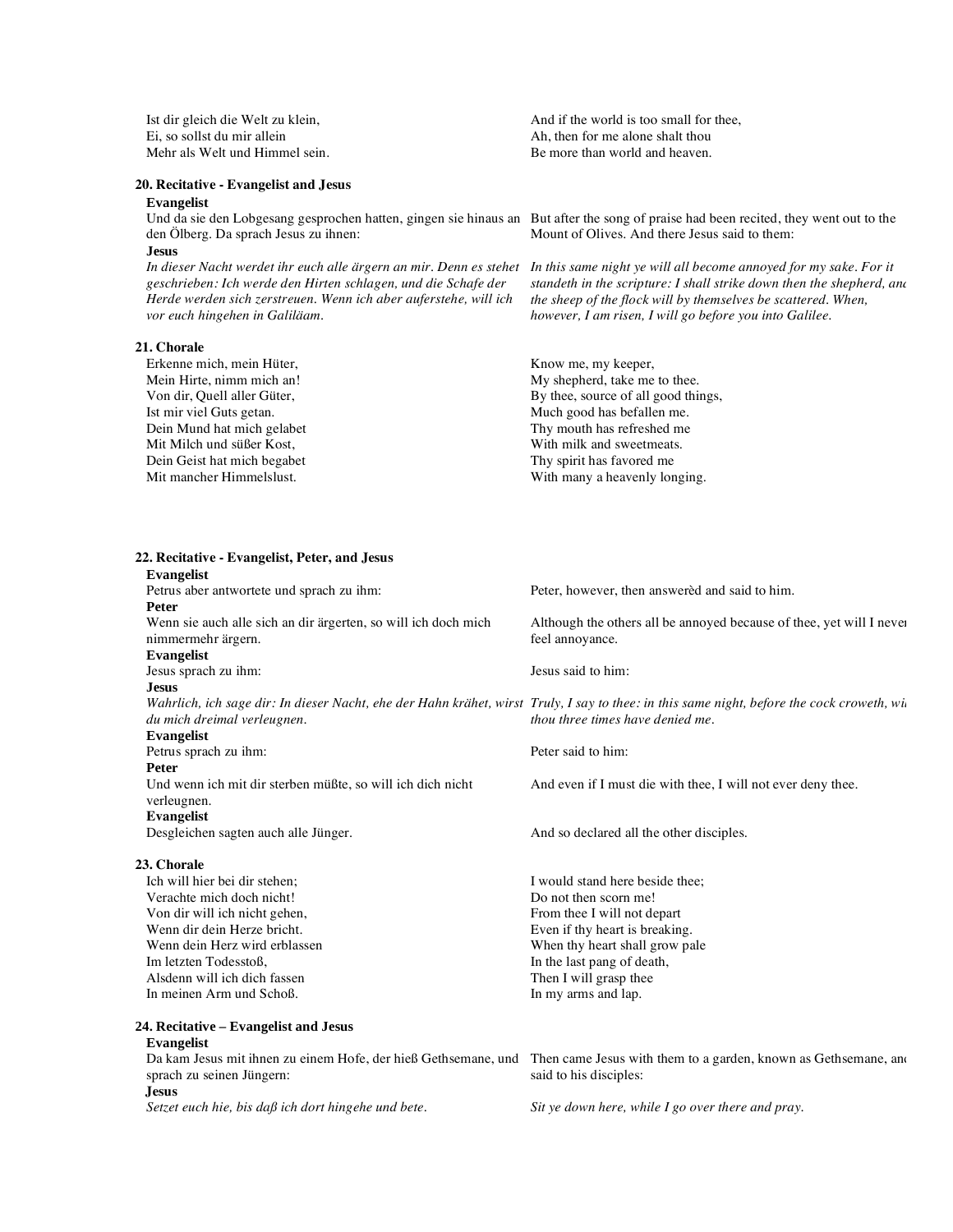Ist dir gleich die Welt zu klein,
Ei, so sollst du mir allein
Mehr als Welt und Himmel sein.

And if the world is too small for thee,
Ah, then for me alone shalt thou
Be more than world and heaven.

### 20. Recitative - Evangelist and Jesus

**Evangelist**

Und da sie den Lobgesang gesprochen hatten, gingen sie hinaus an den Ölberg. Da sprach Jesus zu ihnen:

But after the song of praise had been recited, they went out to the Mount of Olives. And there Jesus said to them:

**Jesus**

*In dieser Nacht werdet ihr euch alle ärgern an mir. Denn es stehet geschrieben: Ich werde den Hirten schlagen, und die Schafe der Herde werden sich zerstreuen. Wenn ich aber auferstehe, will ich vor euch hingehen in Galiläam.*

*In this same night ye will all become annoyed for my sake. For it standeth in the scripture: I shall strike down then the shepherd, and the sheep of the flock will by themselves be scattered. When, however, I am risen, I will go before you into Galilee.*

### 21. Chorale

Erkenne mich, mein Hüter,
Mein Hirte, nimm mich an!
Von dir, Quell aller Güter,
Ist mir viel Guts getan.
Dein Mund hat mich gelabet
Mit Milch und süßer Kost,
Dein Geist hat mich begabet
Mit mancher Himmelslust.

Know me, my keeper,
My shepherd, take me to thee.
By thee, source of all good things,
Much good has befallen me.
Thy mouth has refreshed me
With milk and sweetmeats.
Thy spirit has favored me
With many a heavenly longing.

### 22. Recitative - Evangelist, Peter, and Jesus

**Evangelist**

Petrus aber antwortete und sprach zu ihm:

Peter, however, then answerèd and said to him.

**Peter**

Wenn sie auch alle sich an dir ärgerten, so will ich doch mich nimmermehr ärgern.

Although the others all be annoyed because of thee, yet will I never feel annoyance.

**Evangelist**

Jesus sprach zu ihm:

Jesus said to him:

**Jesus**

*Wahrlich, ich sage dir: In dieser Nacht, ehe der Hahn krähet, wirst du mich dreimal verleugnen.*

*Truly, I say to thee: in this same night, before the cock croweth, wilt thou three times have denied me.*

**Evangelist**

Petrus sprach zu ihm:

Peter said to him:

**Peter**

Und wenn ich mit dir sterben müßte, so will ich dich nicht verleugnen.

And even if I must die with thee, I will not ever deny thee.

**Evangelist**

Desgleichen sagten auch alle Jünger.

And so declared all the other disciples.

### 23. Chorale

Ich will hier bei dir stehen;
Verachte mich doch nicht!
Von dir will ich nicht gehen,
Wenn dir dein Herze bricht.
Wenn dein Herz wird erblassen
Im letzten Todesstoß,
Alsdenn will ich dich fassen
In meinen Arm und Schoß.

I would stand here beside thee;
Do not then scorn me!
From thee I will not depart
Even if thy heart is breaking.
When thy heart shall grow pale
In the last pang of death,
Then I will grasp thee
In my arms and lap.

### 24. Recitative – Evangelist and Jesus

**Evangelist**

Da kam Jesus mit ihnen zu einem Hofe, der hieß Gethsemane, und sprach zu seinen Jüngern:

Then came Jesus with them to a garden, known as Gethsemane, and said to his disciples:

**Jesus**

*Setzet euch hie, bis daß ich dort hingehe und bete.*

*Sit ye down here, while I go over there and pray.*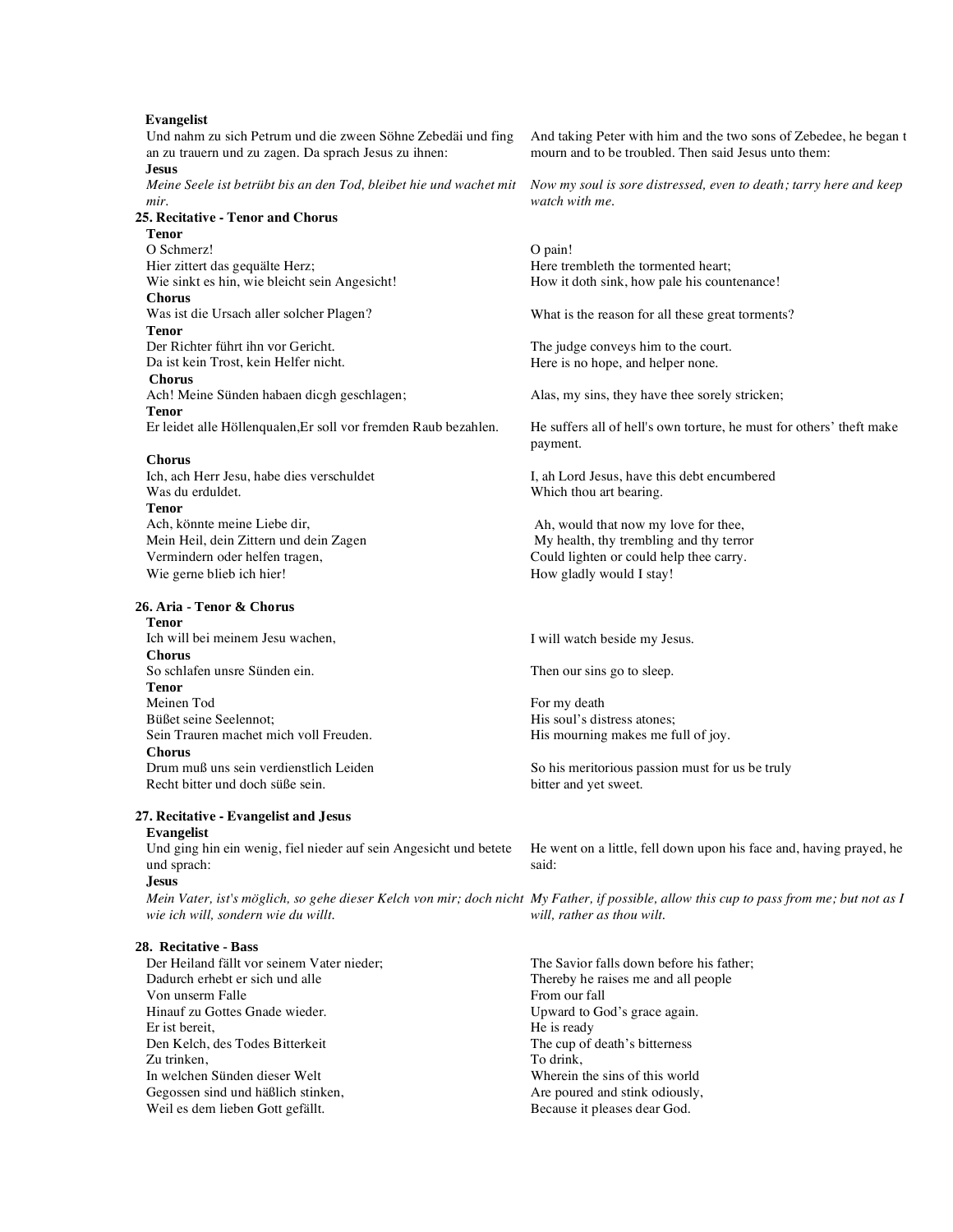**Evangelist**

Und nahm zu sich Petrum und die zween Söhne Zebedäi und fing an zu trauern und zu zagen. Da sprach Jesus zu ihnen:

And taking Peter with him and the two sons of Zebedee, he began t mourn and to be troubled. Then said Jesus unto them:

**Jesus**

*Meine Seele ist betrübt bis an den Tod, bleibet hie und wachet mit mir.*

*Now my soul is sore distressed, even to death; tarry here and keep watch with me.*

### 25. Recitative - Tenor and Chorus

**Tenor**

O Schmerz!
Hier zittert das gequälte Herz;
Wie sinkt es hin, wie bleicht sein Angesicht!

O pain!
Here trembleth the tormented heart;
How it doth sink, how pale his countenance!

**Chorus**

Was ist die Ursach aller solcher Plagen?

What is the reason for all these great torments?

**Tenor**

Der Richter führt ihn vor Gericht.
Da ist kein Trost, kein Helfer nicht.

The judge conveys him to the court.
Here is no hope, and helper none.

**Chorus**

Ach! Meine Sünden habaen dicgh geschlagen;

Alas, my sins, they have thee sorely stricken;

**Tenor**

Er leidet alle Höllenqualen,Er soll vor fremden Raub bezahlen.

He suffers all of hell's own torture, he must for others' theft make payment.

**Chorus**

Ich, ach Herr Jesu, habe dies verschuldet
Was du erduldet.

I, ah Lord Jesus, have this debt encumbered
Which thou art bearing.

**Tenor**

Ach, könnte meine Liebe dir,
Mein Heil, dein Zittern und dein Zagen
Vermindern oder helfen tragen,
Wie gerne blieb ich hier!

Ah, would that now my love for thee,
My health, thy trembling and thy terror
Could lighten or could help thee carry.
How gladly would I stay!

### 26. Aria - Tenor & Chorus

**Tenor**

Ich will bei meinem Jesu wachen,

I will watch beside my Jesus.

**Chorus**

So schlafen unsre Sünden ein.

Then our sins go to sleep.

**Tenor**

Meinen Tod
Büßet seine Seelennot;
Sein Trauren machet mich voll Freuden.

For my death
His soul's distress atones;
His mourning makes me full of joy.

**Chorus**

Drum muß uns sein verdienstlich Leiden
Recht bitter und doch süße sein.

So his meritorious passion must for us be truly
bitter and yet sweet.

### 27. Recitative - Evangelist and Jesus

**Evangelist**

Und ging hin ein wenig, fiel nieder auf sein Angesicht und betete und sprach:

He went on a little, fell down upon his face and, having prayed, he said:

**Jesus**

*Mein Vater, ist's möglich, so gehe dieser Kelch von mir; doch nicht wie ich will, sondern wie du willt.*

*My Father, if possible, allow this cup to pass from me; but not as I will, rather as thou wilt.*

### 28. Recitative - Bass

Der Heiland fällt vor seinem Vater nieder;
Dadurch erhebt er sich und alle
Von unserm Falle
Hinauf zu Gottes Gnade wieder.
Er ist bereit,
Den Kelch, des Todes Bitterkeit
Zu trinken,
In welchen Sünden dieser Welt
Gegossen sind und häßlich stinken,
Weil es dem lieben Gott gefällt.

The Savior falls down before his father;
Thereby he raises me and all people
From our fall
Upward to God's grace again.
He is ready
The cup of death's bitterness
To drink,
Wherein the sins of this world
Are poured and stink odiously,
Because it pleases dear God.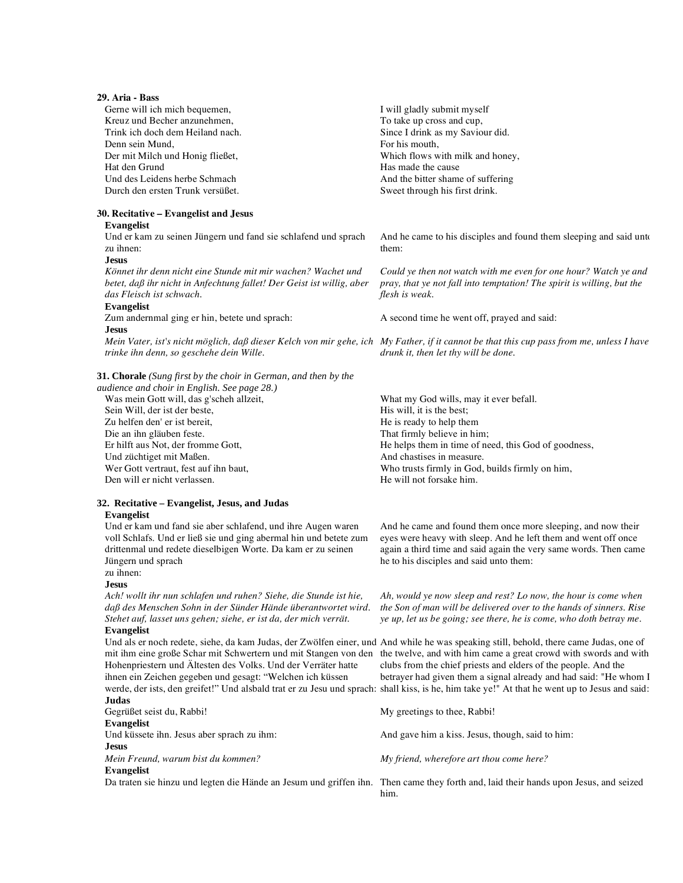**29. Aria - Bass**

Gerne will ich mich bequemen,
Kreuz und Becher anzunehmen,
Trink ich doch dem Heiland nach.
Denn sein Mund,
Der mit Milch und Honig fließet,
Hat den Grund
Und des Leidens herbe Schmach
Durch den ersten Trunk versüßet.

I will gladly submit myself
To take up cross and cup,
Since I drink as my Saviour did.
For his mouth,
Which flows with milk and honey,
Has made the cause
And the bitter shame of suffering
Sweet through his first drink.

**30. Recitative – Evangelist and Jesus**

**Evangelist**
Und er kam zu seinen Jüngern und fand sie schlafend und sprach zu ihnen:

And he came to his disciples and found them sleeping and said unto them:

**Jesus**
*Könnet ihr denn nicht eine Stunde mit mir wachen? Wachet und betet, daß ihr nicht in Anfechtung fallet! Der Geist ist willig, aber das Fleisch ist schwach.*

*Could ye then not watch with me even for one hour? Watch ye and pray, that ye not fall into temptation! The spirit is willing, but the flesh is weak.*

**Evangelist**
Zum andernmal ging er hin, betete und sprach:

A second time he went off, prayed and said:

**Jesus**
*Mein Vater, ist's nicht möglich, daß dieser Kelch von mir gehe, ich trinke ihn denn, so geschehe dein Wille.*

*My Father, if it cannot be that this cup pass from me, unless I have drunk it, then let thy will be done.*

**31. Chorale** *(Sung first by the choir in German, and then by the audience and choir in English. See page 28.)*

Was mein Gott will, das g'scheh allzeit,
Sein Will, der ist der beste,
Zu helfen den' er ist bereit,
Die an ihn gläuben feste.
Er hilft aus Not, der fromme Gott,
Und züchtiget mit Maßen.
Wer Gott vertraut, fest auf ihn baut,
Den will er nicht verlassen.

What my God wills, may it ever befall.
His will, it is the best;
He is ready to help them
That firmly believe in him;
He helps them in time of need, this God of goodness,
And chastises in measure.
Who trusts firmly in God, builds firmly on him,
He will not forsake him.

**32. Recitative – Evangelist, Jesus, and Judas**

**Evangelist**
Und er kam und fand sie aber schlafend, und ihre Augen waren voll Schlafs. Und er ließ sie und ging abermal hin und betete zum drittenmal und redete dieselbigen Worte. Da kam er zu seinen Jüngern und sprach zu ihnen:

And he came and found them once more sleeping, and now their eyes were heavy with sleep. And he left them and went off once again a third time and said again the very same words. Then came he to his disciples and said unto them:

**Jesus**
*Ach! wollt ihr nun schlafen und ruhen? Siehe, die Stunde ist hie, daß des Menschen Sohn in der Sünder Hände überantwortet wird. Stehet auf, lasset uns gehen; siehe, er ist da, der mich verrät.*

*Ah, would ye now sleep and rest? Lo now, the hour is come when the Son of man will be delivered over to the hands of sinners. Rise ye up, let us be going; see there, he is come, who doth betray me.*

**Evangelist**
Und als er noch redete, siehe, da kam Judas, der Zwölfen einer, und mit ihm eine große Schar mit Schwertern und mit Stangen von den Hohenpriestern und Ältesten des Volks. Und der Verräter hatte ihnen ein Zeichen gegeben und gesagt: "Welchen ich küssen werde, der ists, den greifet!" Und alsbald trat er zu Jesu und sprach:

And while he was speaking still, behold, there came Judas, one of the twelve, and with him came a great crowd with swords and with clubs from the chief priests and elders of the people. And the betrayer had given them a signal already and had said: "He whom I shall kiss, is he, him take ye!" At that he went up to Jesus and said:

**Judas**
Gegrüßet seist du, Rabbi!

My greetings to thee, Rabbi!

**Evangelist**
Und küssete ihn. Jesus aber sprach zu ihm:

And gave him a kiss. Jesus, though, said to him:

**Jesus**
*Mein Freund, warum bist du kommen?*

*My friend, wherefore art thou come here?*

**Evangelist**
Da traten sie hinzu und legten die Hände an Jesum und griffen ihn.

Then came they forth and, laid their hands upon Jesus, and seized him.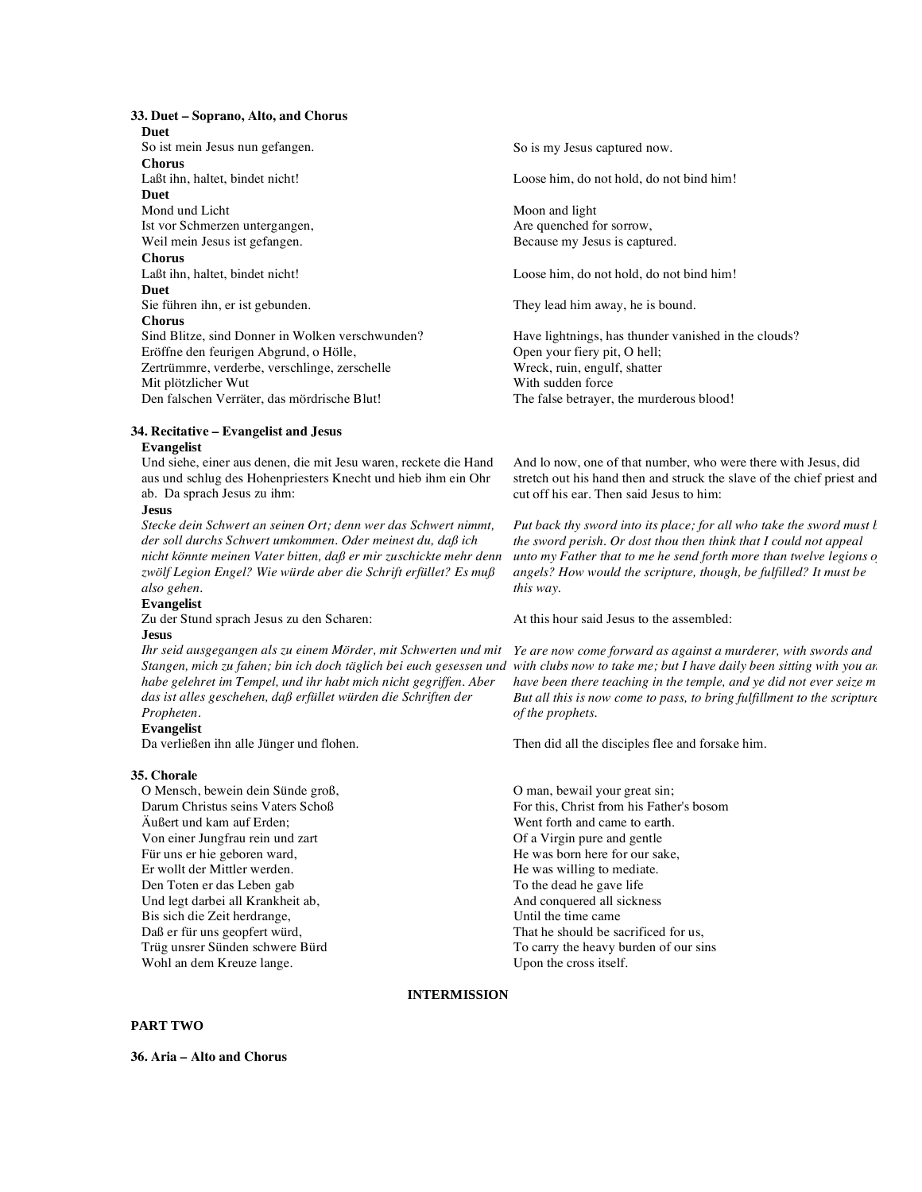**33. Duet – Soprano, Alto, and Chorus**

| | |
|---|---|
| **Duet** | |
| So ist mein Jesus nun gefangen. | So is my Jesus captured now. |
| **Chorus** | |
| Laßt ihn, haltet, bindet nicht! | Loose him, do not hold, do not bind him! |
| **Duet** | |
| Mond und Licht<br>Ist vor Schmerzen untergangen,<br>Weil mein Jesus ist gefangen. | Moon and light<br>Are quenched for sorrow,<br>Because my Jesus is captured. |
| **Chorus** | |
| Laßt ihn, haltet, bindet nicht! | Loose him, do not hold, do not bind him! |
| **Duet** | |
| Sie führen ihn, er ist gebunden. | They lead him away, he is bound. |
| **Chorus** | |
| Sind Blitze, sind Donner in Wolken verschwunden?<br>Eröffne den feurigen Abgrund, o Hölle,<br>Zertrümmre, verderbe, verschlinge, zerschelle<br>Mit plötzlicher Wut<br>Den falschen Verräter, das mördrische Blut! | Have lightnings, has thunder vanished in the clouds?<br>Open your fiery pit, O hell;<br>Wreck, ruin, engulf, shatter<br>With sudden force<br>The false betrayer, the murderous blood! |

**34. Recitative – Evangelist and Jesus**

| | |
|---|---|
| **Evangelist** | |
| Und siehe, einer aus denen, die mit Jesu waren, reckete die Hand aus und schlug des Hohenpriesters Knecht und hieb ihm ein Ohr ab. Da sprach Jesus zu ihm: | And lo now, one of that number, who were there with Jesus, did stretch out his hand then and struck the slave of the chief priest and cut off his ear. Then said Jesus to him: |
| **Jesus** | |
| *Stecke dein Schwert an seinen Ort; denn wer das Schwert nimmt, der soll durchs Schwert umkommen. Oder meinest du, daß ich nicht könnte meinen Vater bitten, daß er mir zuschickte mehr denn zwölf Legion Engel? Wie würde aber die Schrift erfüllet? Es muß also gehen.* | *Put back thy sword into its place; for all who take the sword must b the sword perish. Or dost thou then think that I could not appeal unto my Father that to me he send forth more than twelve legions o angels? How would the scripture, though, be fulfilled? It must be this way.* |
| **Evangelist** | |
| Zu der Stund sprach Jesus zu den Scharen: | At this hour said Jesus to the assembled: |
| **Jesus** | |
| *Ihr seid ausgegangen als zu einem Mörder, mit Schwerten und mit Stangen, mich zu fahen; bin ich doch täglich bei euch gesessen und habe gelehret im Tempel, und ihr habt mich nicht gegriffen. Aber das ist alles geschehen, daß erfüllet würden die Schriften der Propheten.* | *Ye are now come forward as against a murderer, with swords and with clubs now to take me; but I have daily been sitting with you ar have been there teaching in the temple, and ye did not ever seize m But all this is now come to pass, to bring fulfillment to the scripture of the prophets.* |
| **Evangelist** | |
| Da verließen ihn alle Jünger und flohen. | Then did all the disciples flee and forsake him. |

**35. Chorale**

| | |
|---|---|
| O Mensch, bewein dein Sünde groß,<br>Darum Christus seins Vaters Schoß<br>Äußert und kam auf Erden;<br>Von einer Jungfrau rein und zart<br>Für uns er hie geboren ward,<br>Er wollt der Mittler werden.<br>Den Toten er das Leben gab<br>Und legt darbei all Krankheit ab,<br>Bis sich die Zeit herdrange,<br>Daß er für uns geopfert würd,<br>Trüg unsrer Sünden schwere Bürd<br>Wohl an dem Kreuze lange. | O man, bewail your great sin;<br>For this, Christ from his Father's bosom<br>Went forth and came to earth.<br>Of a Virgin pure and gentle<br>He was born here for our sake,<br>He was willing to mediate.<br>To the dead he gave life<br>And conquered all sickness<br>Until the time came<br>That he should be sacrificed for us,<br>To carry the heavy burden of our sins<br>Upon the cross itself. |

**INTERMISSION**

**PART TWO**

**36. Aria – Alto and Chorus**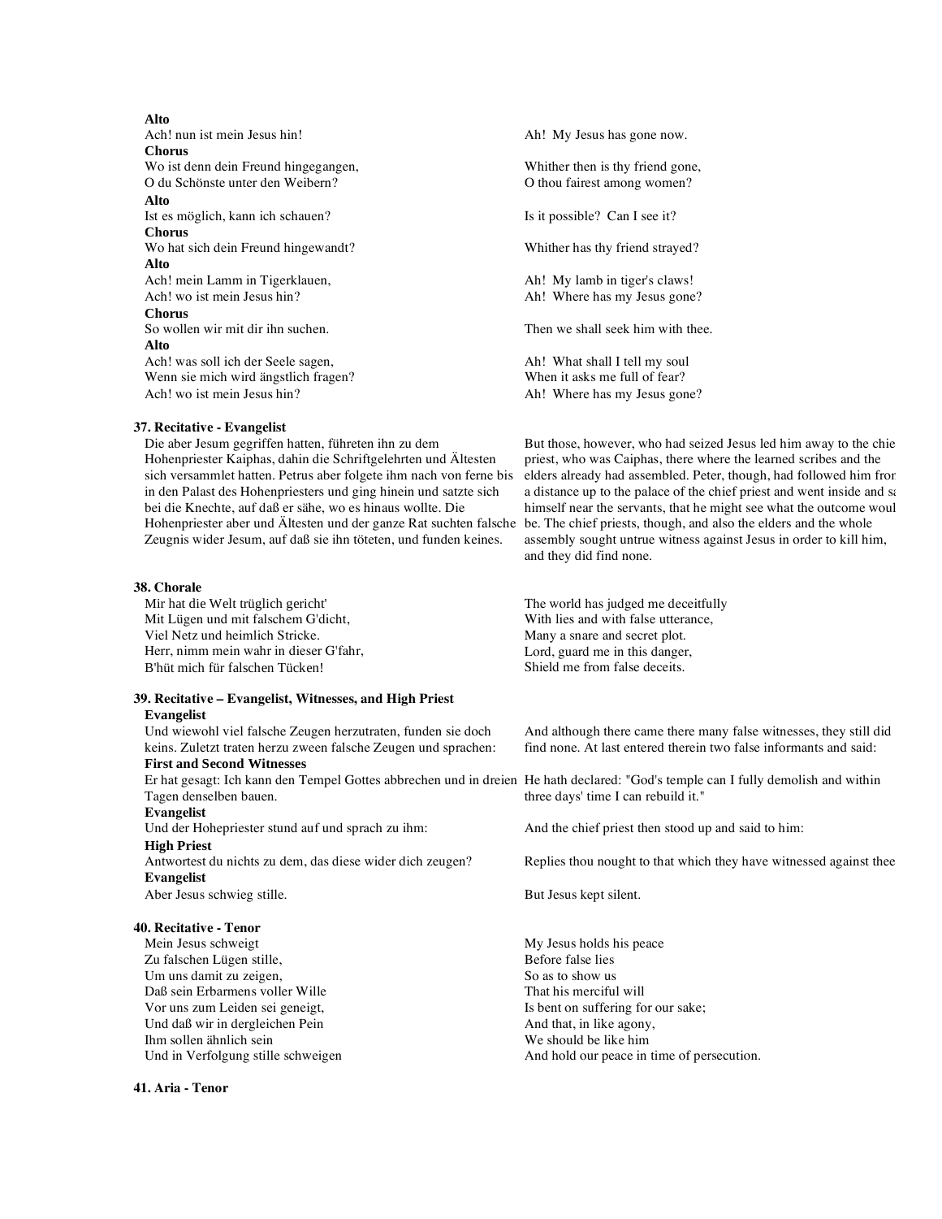**Alto**
Ach! nun ist mein Jesus hin!
Ah! My Jesus has gone now.

**Chorus**
Wo ist denn dein Freund hingegangen,
O du Schönste unter den Weibern?
Whither then is thy friend gone,
O thou fairest among women?

**Alto**
Ist es möglich, kann ich schauen?
Is it possible? Can I see it?

**Chorus**
Wo hat sich dein Freund hingewandt?
Whither has thy friend strayed?

**Alto**
Ach! mein Lamm in Tigerklauen,
Ach! wo ist mein Jesus hin?
Ah! My lamb in tiger's claws!
Ah! Where has my Jesus gone?

**Chorus**
So wollen wir mit dir ihn suchen.
Then we shall seek him with thee.

**Alto**
Ach! was soll ich der Seele sagen,
Wenn sie mich wird ängstlich fragen?
Ach! wo ist mein Jesus hin?
Ah! What shall I tell my soul
When it asks me full of fear?
Ah! Where has my Jesus gone?

### 37. Recitative - Evangelist

Die aber Jesum gegriffen hatten, führeten ihn zu dem Hohenpriester Kaiphas, dahin die Schriftgelehrten und Ältesten sich versammlet hatten. Petrus aber folgete ihm nach von ferne bis in den Palast des Hohenpriesters und ging hinein und satzte sich bei die Knechte, auf daß er sähe, wo es hinaus wollte. Die Hohenpriester aber und Ältesten und der ganze Rat suchten falsche Zeugnis wider Jesum, auf daß sie ihn töteten, und funden keines.

But those, however, who had seized Jesus led him away to the chie priest, who was Caiphas, there where the learned scribes and the elders already had assembled. Peter, though, had followed him fror a distance up to the palace of the chief priest and went inside and sa himself near the servants, that he might see what the outcome woul be. The chief priests, though, and also the elders and the whole assembly sought untrue witness against Jesus in order to kill him, and they did find none.

### 38. Chorale

Mir hat die Welt trüglich gericht'
Mit Lügen und mit falschem G'dicht,
Viel Netz und heimlich Stricke.
Herr, nimm mein wahr in dieser G'fahr,
B'hüt mich für falschen Tücken!

The world has judged me deceitfully
With lies and with false utterance,
Many a snare and secret plot.
Lord, guard me in this danger,
Shield me from false deceits.

### 39. Recitative – Evangelist, Witnesses, and High Priest

**Evangelist**
Und wiewohl viel falsche Zeugen herzutraten, funden sie doch keins. Zuletzt traten herzu zween falsche Zeugen und sprachen:
And although there came there many false witnesses, they still did find none. At last entered therein two false informants and said:

**First and Second Witnesses**
Er hat gesagt: Ich kann den Tempel Gottes abbrechen und in dreien Tagen denselben bauen.
He hath declared: "God's temple can I fully demolish and within three days' time I can rebuild it."

**Evangelist**
Und der Hohepriester stund auf und sprach zu ihm:
And the chief priest then stood up and said to him:

**High Priest**
Antwortest du nichts zu dem, das diese wider dich zeugen?
Replies thou nought to that which they have witnessed against thee

**Evangelist**
Aber Jesus schwieg stille.
But Jesus kept silent.

### 40. Recitative - Tenor

Mein Jesus schweigt
Zu falschen Lügen stille,
Um uns damit zu zeigen,
Daß sein Erbarmens voller Wille
Vor uns zum Leiden sei geneigt,
Und daß wir in dergleichen Pein
Ihm sollen ähnlich sein
Und in Verfolgung stille schweigen

My Jesus holds his peace
Before false lies
So as to show us
That his merciful will
Is bent on suffering for our sake;
And that, in like agony,
We should be like him
And hold our peace in time of persecution.

### 41. Aria - Tenor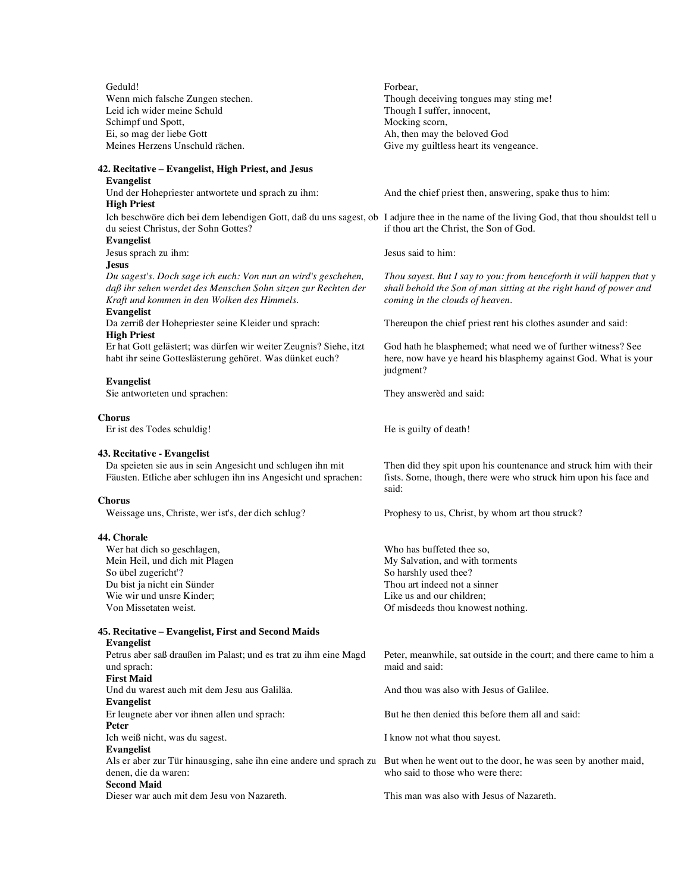| | |
|---|---|
| Geduld! | Forbear, |
| Wenn mich falsche Zungen stechen. | Though deceiving tongues may sting me! |
| Leid ich wider meine Schuld | Though I suffer, innocent, |
| Schimpf und Spott, | Mocking scorn, |
| Ei, so mag der liebe Gott | Ah, then may the beloved God |
| Meines Herzens Unschuld rächen. | Give my guiltless heart its vengeance. |

**42. Recitative – Evangelist, High Priest, and Jesus**

| | |
|---|---|
| **Evangelist** | |
| Und der Hohepriester antwortete und sprach zu ihm: | And the chief priest then, answering, spake thus to him: |
| **High Priest** | |
| Ich beschwöre dich bei dem lebendigen Gott, daß du uns sagest, ob du seiest Christus, der Sohn Gottes? | I adjure thee in the name of the living God, that thou shouldst tell u if thou art the Christ, the Son of God. |
| **Evangelist** | |
| Jesus sprach zu ihm: | Jesus said to him: |
| **Jesus** | |
| *Du sagest's. Doch sage ich euch: Von nun an wird's geschehen, daß ihr sehen werdet des Menschen Sohn sitzen zur Rechten der Kraft und kommen in den Wolken des Himmels.* | *Thou sayest. But I say to you: from henceforth it will happen that y shall behold the Son of man sitting at the right hand of power and coming in the clouds of heaven.* |
| **Evangelist** | |
| Da zerriß der Hohepriester seine Kleider und sprach: | Thereupon the chief priest rent his clothes asunder and said: |
| **High Priest** | |
| Er hat Gott gelästert; was dürfen wir weiter Zeugnis? Siehe, itzt habt ihr seine Gotteslästerung gehöret. Was dünket euch? | God hath he blasphemed; what need we of further witness? See here, now have ye heard his blasphemy against God. What is your judgment? |
| **Evangelist** | |
| Sie antworteten und sprachen: | They answerèd and said: |

**Chorus**

| | |
|---|---|
| Er ist des Todes schuldig! | He is guilty of death! |

**43. Recitative - Evangelist**

| | |
|---|---|
| Da speieten sie aus in sein Angesicht und schlugen ihn mit Fäusten. Etliche aber schlugen ihn ins Angesicht und sprachen: | Then did they spit upon his countenance and struck him with their fists. Some, though, there were who struck him upon his face and said: |

**Chorus**

| | |
|---|---|
| Weissage uns, Christe, wer ist's, der dich schlug? | Prophesy to us, Christ, by whom art thou struck? |

**44. Chorale**

| | |
|---|---|
| Wer hat dich so geschlagen, | Who has buffeted thee so, |
| Mein Heil, und dich mit Plagen | My Salvation, and with torments |
| So übel zugericht'? | So harshly used thee? |
| Du bist ja nicht ein Sünder | Thou art indeed not a sinner |
| Wie wir und unsre Kinder; | Like us and our children; |
| Von Missetaten weist. | Of misdeeds thou knowest nothing. |

**45. Recitative – Evangelist, First and Second Maids**

| | |
|---|---|
| **Evangelist** | |
| Petrus aber saß draußen im Palast; und es trat zu ihm eine Magd und sprach: | Peter, meanwhile, sat outside in the court; and there came to him a maid and said: |
| **First Maid** | |
| Und du warest auch mit dem Jesu aus Galiläa. | And thou was also with Jesus of Galilee. |
| **Evangelist** | |
| Er leugnete aber vor ihnen allen und sprach: | But he then denied this before them all and said: |
| **Peter** | |
| Ich weiß nicht, was du sagest. | I know not what thou sayest. |
| **Evangelist** | |
| Als er aber zur Tür hinausging, sahe ihn eine andere und sprach zu denen, die da waren: | But when he went out to the door, he was seen by another maid, who said to those who were there: |
| **Second Maid** | |
| Dieser war auch mit dem Jesu von Nazareth. | This man was also with Jesus of Nazareth. |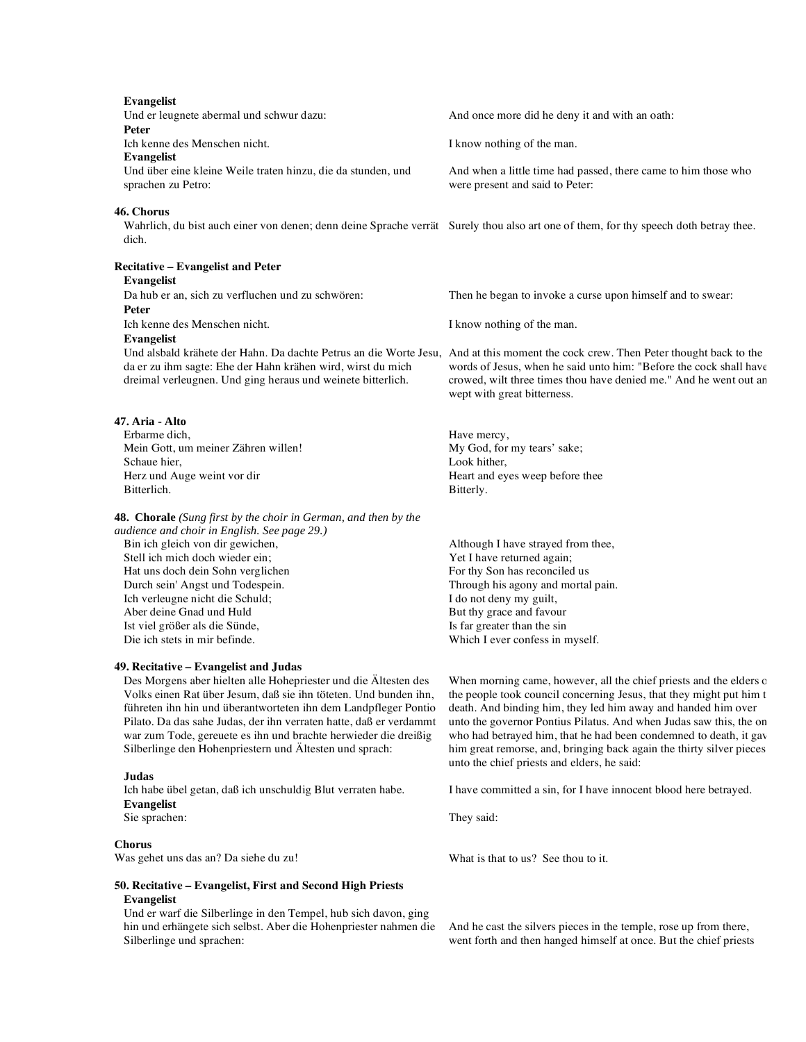**Evangelist**

Und er leugnete abermal und schwur dazu: | And once more did he deny it and with an oath:

**Peter**

Ich kenne des Menschen nicht. | I know nothing of the man.

**Evangelist**

Und über eine kleine Weile traten hinzu, die da stunden, und sprachen zu Petro: | And when a little time had passed, there came to him those who were present and said to Peter:

**46. Chorus**

Wahrlich, du bist auch einer von denen; denn deine Sprache verrät dich. | Surely thou also art one of them, for thy speech doth betray thee.

**Recitative – Evangelist and Peter**

**Evangelist**

Da hub er an, sich zu verfluchen und zu schwören: | Then he began to invoke a curse upon himself and to swear:

**Peter**

Ich kenne des Menschen nicht. | I know nothing of the man.

**Evangelist**

Und alsbald krähete der Hahn. Da dachte Petrus an die Worte Jesu, da er zu ihm sagte: Ehe der Hahn krähen wird, wirst du mich dreimal verleugnen. Und ging heraus und weinete bitterlich. | And at this moment the cock crew. Then Peter thought back to the words of Jesus, when he said unto him: "Before the cock shall have crowed, wilt three times thou have denied me." And he went out an wept with great bitterness.

**47. Aria - Alto**

Erbarme dich,
Mein Gott, um meiner Zähren willen!
Schaue hier,
Herz und Auge weint vor dir
Bitterlich.

Have mercy,
My God, for my tears' sake;
Look hither,
Heart and eyes weep before thee
Bitterly.

**48. Chorale** *(Sung first by the choir in German, and then by the audience and choir in English. See page 29.)*

Bin ich gleich von dir gewichen,
Stell ich mich doch wieder ein;
Hat uns doch dein Sohn verglichen
Durch sein' Angst und Todespein.
Ich verleugne nicht die Schuld;
Aber deine Gnad und Huld
Ist viel größer als die Sünde,
Die ich stets in mir befinde.

Although I have strayed from thee,
Yet I have returned again;
For thy Son has reconciled us
Through his agony and mortal pain.
I do not deny my guilt,
But thy grace and favour
Is far greater than the sin
Which I ever confess in myself.

**49. Recitative – Evangelist and Judas**

Des Morgens aber hielten alle Hohepriester und die Ältesten des Volks einen Rat über Jesum, daß sie ihn töteten. Und bunden ihn, führeten ihn hin und überantworteten ihn dem Landpfleger Pontio Pilato. Da das sahe Judas, der ihn verraten hatte, daß er verdammt war zum Tode, gereuete es ihn und brachte herwieder die dreißig Silberlinge den Hohenpriestern und Ältesten und sprach: | When morning came, however, all the chief priests and the elders o the people took council concerning Jesus, that they might put him t death. And binding him, they led him away and handed him over unto the governor Pontius Pilatus. And when Judas saw this, the on who had betrayed him, that he had been condemned to death, it gav him great remorse, and, bringing back again the thirty silver pieces unto the chief priests and elders, he said:

**Judas**

Ich habe übel getan, daß ich unschuldig Blut verraten habe. | I have committed a sin, for I have innocent blood here betrayed.

**Evangelist**

Sie sprachen: | They said:

**Chorus**

Was gehet uns das an? Da siehe du zu! | What is that to us? See thou to it.

**50. Recitative – Evangelist, First and Second High Priests**

**Evangelist**

Und er warf die Silberlinge in den Tempel, hub sich davon, ging hin und erhängete sich selbst. Aber die Hohenpriester nahmen die Silberlinge und sprachen: | And he cast the silvers pieces in the temple, rose up from there, went forth and then hanged himself at once. But the chief priests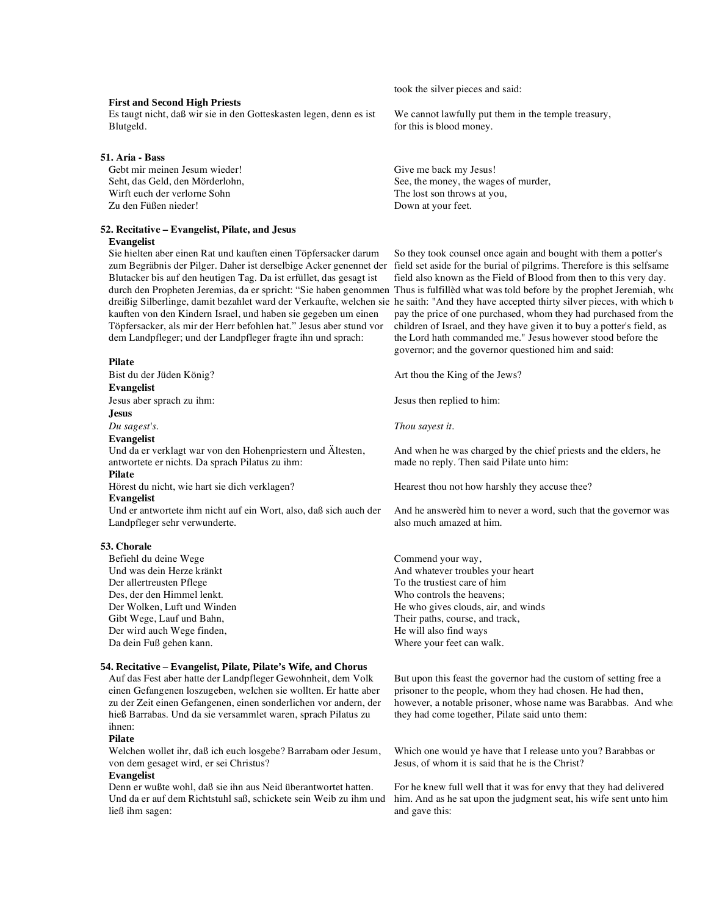took the silver pieces and said:

**First and Second High Priests**

Es taugt nicht, daß wir sie in den Gotteskasten legen, denn es ist Blutgeld.

We cannot lawfully put them in the temple treasury, for this is blood money.

**51. Aria - Bass**

Gebt mir meinen Jesum wieder!
Seht, das Geld, den Mörderlohn,
Wirft euch der verlorne Sohn
Zu den Füßen nieder!

Give me back my Jesus!
See, the money, the wages of murder,
The lost son throws at you,
Down at your feet.

**52. Recitative – Evangelist, Pilate, and Jesus**

**Evangelist**

Sie hielten aber einen Rat und kauften einen Töpfersacker darum zum Begräbnis der Pilger. Daher ist derselbige Acker genennet der Blutacker bis auf den heutigen Tag. Da ist erfüllet, das gesagt ist durch den Propheten Jeremias, da er spricht: “Sie haben genommen dreißig Silberlinge, damit bezahlet ward der Verkaufte, welchen sie kauften von den Kindern Israel, und haben sie gegeben um einen Töpfersacker, als mir der Herr befohlen hat.” Jesus aber stund vor dem Landpfleger; und der Landpfleger fragte ihn und sprach:

So they took counsel once again and bought with them a potter's field set aside for the burial of pilgrims. Therefore is this selfsame field also known as the Field of Blood from then to this very day. Thus is fulfillèd what was told before by the prophet Jeremiah, who saith: "And they have accepted thirty silver pieces, with which to pay the price of one purchased, whom they had purchased from the children of Israel, and they have given it to buy a potter's field, as the Lord hath commanded me." Jesus however stood before the governor; and the governor questioned him and said:

**Pilate**

Bist du der Jüden König?

Art thou the King of the Jews?

**Evangelist**

Jesus aber sprach zu ihm:

Jesus then replied to him:

**Jesus**

*Du sagest's.*

*Thou sayest it.*

**Evangelist**

Und da er verklagt war von den Hohenpriestern und Ältesten, antwortete er nichts. Da sprach Pilatus zu ihm:

And when he was charged by the chief priests and the elders, he made no reply. Then said Pilate unto him:

**Pilate**

Hörest du nicht, wie hart sie dich verklagen?

Hearest thou not how harshly they accuse thee?

**Evangelist**

Und er antwortete ihm nicht auf ein Wort, also, daß sich auch der Landpfleger sehr verwunderte.

And he answerèd him to never a word, such that the governor was also much amazed at him.

**53. Chorale**

Befiehl du deine Wege
Und was dein Herze kränkt
Der allertreusten Pflege
Des, der den Himmel lenkt.
Der Wolken, Luft und Winden
Gibt Wege, Lauf und Bahn,
Der wird auch Wege finden,
Da dein Fuß gehen kann.

Commend your way,
And whatever troubles your heart
To the trustiest care of him
Who controls the heavens;
He who gives clouds, air, and winds
Their paths, course, and track,
He will also find ways
Where your feet can walk.

**54. Recitative – Evangelist, Pilate, Pilate’s Wife, and Chorus**

Auf das Fest aber hatte der Landpfleger Gewohnheit, dem Volk einen Gefangenen loszugeben, welchen sie wollten. Er hatte aber zu der Zeit einen Gefangenen, einen sonderlichen vor andern, der hieß Barrabas. Und da sie versammlet waren, sprach Pilatus zu ihnen:

But upon this feast the governor had the custom of setting free a prisoner to the people, whom they had chosen. He had then, however, a notable prisoner, whose name was Barabbas. And when they had come together, Pilate said unto them:

**Pilate**

Welchen wollet ihr, daß ich euch losgebe? Barrabam oder Jesum, von dem gesaget wird, er sei Christus?

Which one would ye have that I release unto you? Barabbas or Jesus, of whom it is said that he is the Christ?

**Evangelist**

Denn er wußte wohl, daß sie ihn aus Neid überantwortet hatten. Und da er auf dem Richtstuhl saß, schickete sein Weib zu ihm und ließ ihm sagen:

For he knew full well that it was for envy that they had delivered him. And as he sat upon the judgment seat, his wife sent unto him and gave this: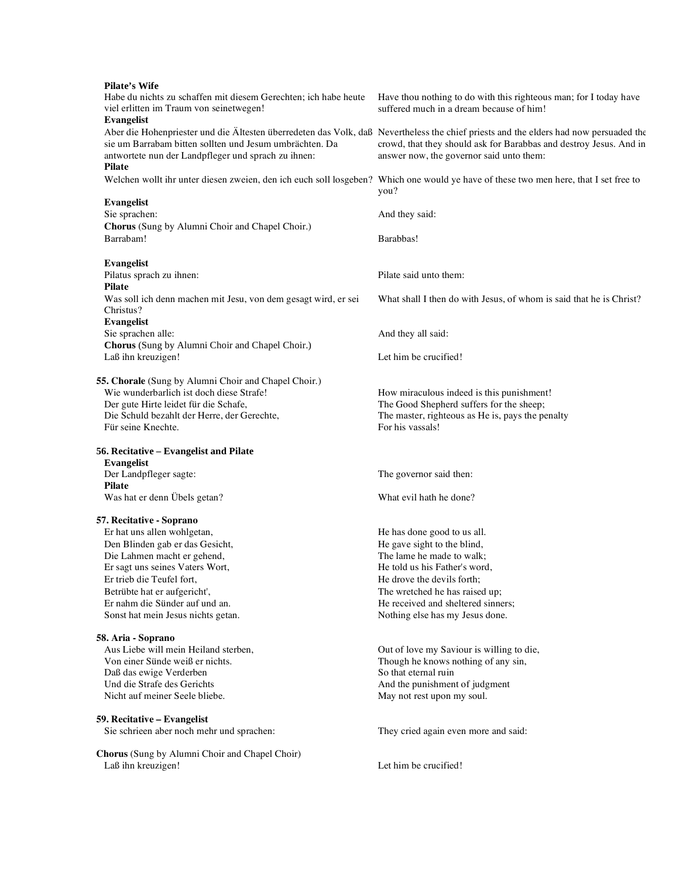**Pilate's Wife**

Habe du nichts zu schaffen mit diesem Gerechten; ich habe heute viel erlitten im Traum von seinetwegen!

Have thou nothing to do with this righteous man; for I today have suffered much in a dream because of him!

**Evangelist**

Aber die Hohenpriester und die Ältesten überredeten das Volk, daß sie um Barrabam bitten sollten und Jesum umbrächten. Da antwortete nun der Landpfleger und sprach zu ihnen:

Nevertheless the chief priests and the elders had now persuaded the crowd, that they should ask for Barabbas and destroy Jesus. And in answer now, the governor said unto them:

**Pilate**

Welchen wollt ihr unter diesen zweien, den ich euch soll losgeben?

Which one would ye have of these two men here, that I set free to you?

**Evangelist**

Sie sprachen:

And they said:

**Chorus** (Sung by Alumni Choir and Chapel Choir.)

Barrabam!

Barabbas!

**Evangelist**

Pilatus sprach zu ihnen:

Pilate said unto them:

**Pilate**

Was soll ich denn machen mit Jesu, von dem gesagt wird, er sei Christus?

What shall I then do with Jesus, of whom is said that he is Christ?

**Evangelist**

Sie sprachen alle:

And they all said:

**Chorus** (Sung by Alumni Choir and Chapel Choir.)

Laß ihn kreuzigen!

Let him be crucified!

**55. Chorale** (Sung by Alumni Choir and Chapel Choir.)

Wie wunderbarlich ist doch diese Strafe!
Der gute Hirte leidet für die Schafe,
Die Schuld bezahlt der Herre, der Gerechte,
Für seine Knechte.

How miraculous indeed is this punishment!
The Good Shepherd suffers for the sheep;
The master, righteous as He is, pays the penalty
For his vassals!

**56. Recitative – Evangelist and Pilate**

**Evangelist**

Der Landpfleger sagte:

The governor said then:

**Pilate**

Was hat er denn Übels getan?

What evil hath he done?

**57. Recitative - Soprano**

Er hat uns allen wohlgetan,
Den Blinden gab er das Gesicht,
Die Lahmen macht er gehend,
Er sagt uns seines Vaters Wort,
Er trieb die Teufel fort,
Betrübte hat er aufgericht',
Er nahm die Sünder auf und an.
Sonst hat mein Jesus nichts getan.

He has done good to us all.
He gave sight to the blind,
The lame he made to walk;
He told us his Father's word,
He drove the devils forth;
The wretched he has raised up;
He received and sheltered sinners;
Nothing else has my Jesus done.

**58. Aria - Soprano**

Aus Liebe will mein Heiland sterben,
Von einer Sünde weiß er nichts.
Daß das ewige Verderben
Und die Strafe des Gerichts
Nicht auf meiner Seele bliebe.

Out of love my Saviour is willing to die,
Though he knows nothing of any sin,
So that eternal ruin
And the punishment of judgment
May not rest upon my soul.

**59. Recitative – Evangelist**

Sie schrieen aber noch mehr und sprachen:

They cried again even more and said:

**Chorus** (Sung by Alumni Choir and Chapel Choir)

Laß ihn kreuzigen!

Let him be crucified!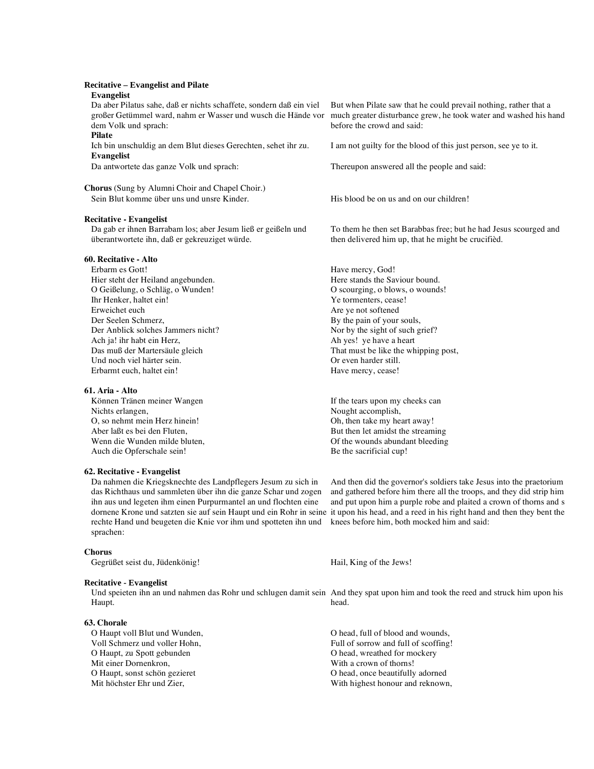**Recitative – Evangelist and Pilate**

**Evangelist**

| | |
|---|---|
| Da aber Pilatus sahe, daß er nichts schaffete, sondern daß ein viel großer Getümmel ward, nahm er Wasser und wusch die Hände vor dem Volk und sprach: | But when Pilate saw that he could prevail nothing, rather that a much greater disturbance grew, he took water and washed his hand before the crowd and said: |
| **Pilate** | |
| Ich bin unschuldig an dem Blut dieses Gerechten, sehet ihr zu. | I am not guilty for the blood of this just person, see ye to it. |
| **Evangelist** | |
| Da antwortete das ganze Volk und sprach: | Thereupon answered all the people and said: |

**Chorus** (Sung by Alumni Choir and Chapel Choir.)

| | |
|---|---|
| Sein Blut komme über uns und unsre Kinder. | His blood be on us and on our children! |

**Recitative - Evangelist**

| | |
|---|---|
| Da gab er ihnen Barrabam los; aber Jesum ließ er geißeln und überantwortete ihn, daß er gekreuziget würde. | To them he then set Barabbas free; but he had Jesus scourged and then delivered him up, that he might be crucifièd. |

**60. Recitative - Alto**

| | |
|---|---|
| Erbarm es Gott! | Have mercy, God! |
| Hier steht der Heiland angebunden. | Here stands the Saviour bound. |
| O Geißelung, o Schläg, o Wunden! | O scourging, o blows, o wounds! |
| Ihr Henker, haltet ein! | Ye tormenters, cease! |
| Erweichet euch | Are ye not softened |
| Der Seelen Schmerz, | By the pain of your souls, |
| Der Anblick solches Jammers nicht? | Nor by the sight of such grief? |
| Ach ja! ihr habt ein Herz, | Ah yes! ye have a heart |
| Das muß der Martersäule gleich | That must be like the whipping post, |
| Und noch viel härter sein. | Or even harder still. |
| Erbarmt euch, haltet ein! | Have mercy, cease! |

**61. Aria - Alto**

| | |
|---|---|
| Können Tränen meiner Wangen | If the tears upon my cheeks can |
| Nichts erlangen, | Nought accomplish, |
| O, so nehmt mein Herz hinein! | Oh, then take my heart away! |
| Aber laßt es bei den Fluten, | But then let amidst the streaming |
| Wenn die Wunden milde bluten, | Of the wounds abundant bleeding |
| Auch die Opferschale sein! | Be the sacrificial cup! |

**62. Recitative - Evangelist**

| | |
|---|---|
| Da nahmen die Kriegsknechte des Landpflegers Jesum zu sich in das Richthaus und sammleten über ihn die ganze Schar und zogen ihn aus und legeten ihm einen Purpurmantel an und flochten eine dornene Krone und satzten sie auf sein Haupt und ein Rohr in seine rechte Hand und beugeten die Knie vor ihm und spotteten ihn und sprachen: | And then did the governor's soldiers take Jesus into the praetorium and gathered before him there all the troops, and they did strip him and put upon him a purple robe and plaited a crown of thorns and s it upon his head, and a reed in his right hand and then they bent the knees before him, both mocked him and said: |

**Chorus**

| | |
|---|---|
| Gegrüßet seist du, Jüdenkönig! | Hail, King of the Jews! |

**Recitative - Evangelist**

| | |
|---|---|
| Und speieten ihn an und nahmen das Rohr und schlugen damit sein Haupt. | And they spat upon him and took the reed and struck him upon his head. |

**63. Chorale**

| | |
|---|---|
| O Haupt voll Blut und Wunden, | O head, full of blood and wounds, |
| Voll Schmerz und voller Hohn, | Full of sorrow and full of scoffing! |
| O Haupt, zu Spott gebunden | O head, wreathed for mockery |
| Mit einer Dornenkron, | With a crown of thorns! |
| O Haupt, sonst schön gezieret | O head, once beautifully adorned |
| Mit höchster Ehr und Zier, | With highest honour and reknown, |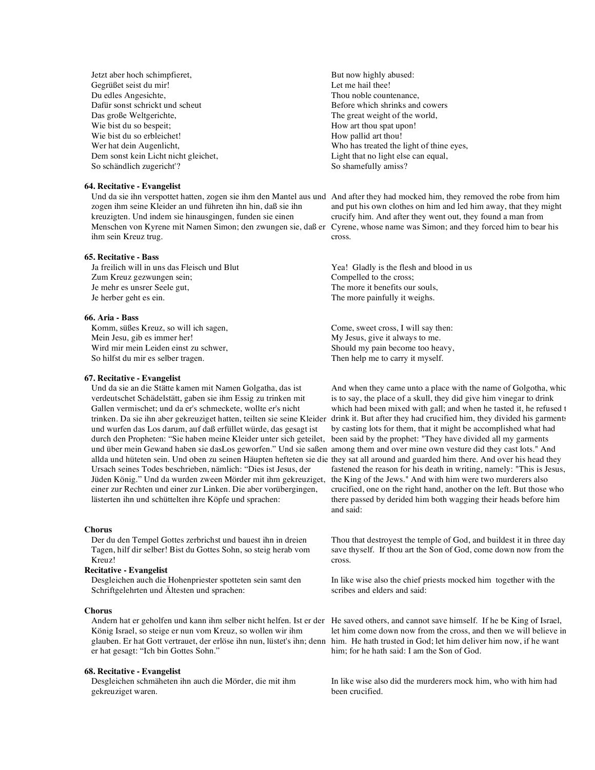Jetzt aber hoch schimpfieret,
Gegrüßet seist du mir!
Du edles Angesichte,
Dafür sonst schrickt und scheut
Das große Weltgerichte,
Wie bist du so bespeit;
Wie bist du so erbleichet!
Wer hat dein Augenlicht,
Dem sonst kein Licht nicht gleichet,
So schändlich zugericht'?

But now highly abused:
Let me hail thee!
Thou noble countenance,
Before which shrinks and cowers
The great weight of the world,
How art thou spat upon!
How pallid art thou!
Who has treated the light of thine eyes,
Light that no light else can equal,
So shamefully amiss?

**64. Recitative - Evangelist**

Und da sie ihn verspottet hatten, zogen sie ihm den Mantel aus und zogen ihm seine Kleider an und führeten ihn hin, daß sie ihn kreuzigten. Und indem sie hinausgingen, funden sie einen Menschen von Kyrene mit Namen Simon; den zwungen sie, daß er ihm sein Kreuz trug.

And after they had mocked him, they removed the robe from him and put his own clothes on him and led him away, that they might crucify him. And after they went out, they found a man from Cyrene, whose name was Simon; and they forced him to bear his cross.

**65. Recitative - Bass**

Ja freilich will in uns das Fleisch und Blut
Zum Kreuz gezwungen sein;
Je mehr es unsrer Seele gut,
Je herber geht es ein.

Yea! Gladly is the flesh and blood in us
Compelled to the cross;
The more it benefits our souls,
The more painfully it weighs.

**66. Aria - Bass**

Komm, süßes Kreuz, so will ich sagen,
Mein Jesu, gib es immer her!
Wird mir mein Leiden einst zu schwer,
So hilfst du mir es selber tragen.

Come, sweet cross, I will say then:
My Jesus, give it always to me.
Should my pain become too heavy,
Then help me to carry it myself.

**67. Recitative - Evangelist**

Und da sie an die Stätte kamen mit Namen Golgatha, das ist verdeutschet Schädelstätt, gaben sie ihm Essig zu trinken mit Gallen vermischet; und da er's schmeckete, wollte er's nicht trinken. Da sie ihn aber gekreuziget hatten, teilten sie seine Kleider und wurfen das Los darum, auf daß erfüllet würde, das gesagt ist durch den Propheten: "Sie haben meine Kleider unter sich geteilet, und über mein Gewand haben sie dasLos geworfen." Und sie saßen allda und hüteten sein. Und oben zu seinen Häupten hefteten sie die Ursach seines Todes beschrieben, nämlich: "Dies ist Jesus, der Jüden König." Und da wurden zween Mörder mit ihm gekreuziget, einer zur Rechten und einer zur Linken. Die aber vorübergingen, lästerten ihn und schüttelten ihre Köpfe und sprachen:

And when they came unto a place with the name of Golgotha, whic is to say, the place of a skull, they did give him vinegar to drink which had been mixed with gall; and when he tasted it, he refused t drink it. But after they had crucified him, they divided his garments by casting lots for them, that it might be accomplished what had been said by the prophet: "They have divided all my garments among them and over mine own vesture did they cast lots." And they sat all around and guarded him there. And over his head they fastened the reason for his death in writing, namely: "This is Jesus, the King of the Jews." And with him were two murderers also crucified, one on the right hand, another on the left. But those who there passed by derided him both wagging their heads before him and said:

**Chorus**

Der du den Tempel Gottes zerbrichst und bauest ihn in dreien Tagen, hilf dir selber! Bist du Gottes Sohn, so steig herab vom Kreuz!

Thou that destroyest the temple of God, and buildest it in three day save thyself. If thou art the Son of God, come down now from the cross.

**Recitative - Evangelist**

Desgleichen auch die Hohenpriester spotteten sein samt den Schriftgelehrten und Ältesten und sprachen:

In like wise also the chief priests mocked him together with the scribes and elders and said:

**Chorus**

Andern hat er geholfen und kann ihm selber nicht helfen. Ist er der König Israel, so steige er nun vom Kreuz, so wollen wir ihm glauben. Er hat Gott vertrauet, der erlöse ihn nun, lüstet's ihn; denn er hat gesagt: "Ich bin Gottes Sohn."

He saved others, and cannot save himself. If he be King of Israel, let him come down now from the cross, and then we will believe in him. He hath trusted in God; let him deliver him now, if he want him; for he hath said: I am the Son of God.

**68. Recitative - Evangelist**

Desgleichen schmäheten ihn auch die Mörder, die mit ihm gekreuziget waren.

In like wise also did the murderers mock him, who with him had been crucified.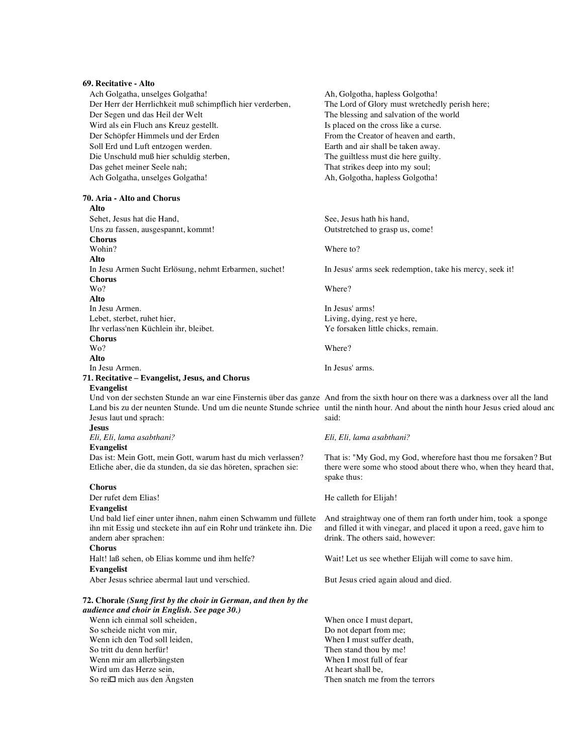**69. Recitative - Alto**

Ach Golgatha, unselges Golgatha!
Der Herr der Herrlichkeit muß schimpflich hier verderben,
Der Segen und das Heil der Welt
Wird als ein Fluch ans Kreuz gestellt.
Der Schöpfer Himmels und der Erden
Soll Erd und Luft entzogen werden.
Die Unschuld muß hier schuldig sterben,
Das gehet meiner Seele nah;
Ach Golgatha, unselges Golgatha!

Ah, Golgotha, hapless Golgotha!
The Lord of Glory must wretchedly perish here;
The blessing and salvation of the world
Is placed on the cross like a curse.
From the Creator of heaven and earth,
Earth and air shall be taken away.
The guiltless must die here guilty.
That strikes deep into my soul;
Ah, Golgotha, hapless Golgotha!

**70. Aria - Alto and Chorus**

**Alto**
Sehet, Jesus hat die Hand,
Uns zu fassen, ausgespannt, kommt!
**Chorus**
Wohin?
**Alto**
In Jesu Armen Sucht Erlösung, nehmt Erbarmen, suchet!
**Chorus**
Wo?
**Alto**
In Jesu Armen.
Lebet, sterbet, ruhet hier,
Ihr verlass'nen Küchlein ihr, bleibet.
**Chorus**
Wo?
**Alto**
In Jesu Armen.

See, Jesus hath his hand,
Outstretched to grasp us, come!
Where to?
In Jesus' arms seek redemption, take his mercy, seek it!
Where?
In Jesus' arms!
Living, dying, rest ye here,
Ye forsaken little chicks, remain.
Where?
In Jesus' arms.

**71. Recitative – Evangelist, Jesus, and Chorus**

**Evangelist**
Und von der sechsten Stunde an war eine Finsternis über das ganze Land bis zu der neunten Stunde. Und um die neunte Stunde schriee Jesus laut und sprach:
**Jesus**
*Eli, Eli, lama asabthani?*
**Evangelist**
Das ist: Mein Gott, mein Gott, warum hast du mich verlassen? Etliche aber, die da stunden, da sie das höreten, sprachen sie:
**Chorus**
Der rufet dem Elias!
**Evangelist**
Und bald lief einer unter ihnen, nahm einen Schwamm und füllete ihn mit Essig und steckete ihn auf ein Rohr und tränkete ihn. Die andern aber sprachen:
**Chorus**
Halt! laß sehen, ob Elias komme und ihm helfe?
**Evangelist**
Aber Jesus schriee abermal laut und verschied.

And from the sixth hour on there was a darkness over all the land until the ninth hour. And about the ninth hour Jesus cried aloud and said:
*Eli, Eli, lama asabthani?*
That is: "My God, my God, wherefore hast thou me forsaken? But there were some who stood about there who, when they heard that, spake thus:
He calleth for Elijah!
And straightway one of them ran forth under him, took a sponge and filled it with vinegar, and placed it upon a reed, gave him to drink. The others said, however:
Wait! Let us see whether Elijah will come to save him.
But Jesus cried again aloud and died.

**72. Chorale** ***(Sung first by the choir in German, and then by the audience and choir in English. See page 30.)***

Wenn ich einmal soll scheiden,
So scheide nicht von mir,
Wenn ich den Tod soll leiden,
So tritt du denn herfür!
Wenn mir am allerbängsten
Wird um das Herze sein,
So rei□ mich aus den Ängsten

When once I must depart,
Do not depart from me;
When I must suffer death,
Then stand thou by me!
When I most full of fear
At heart shall be,
Then snatch me from the terrors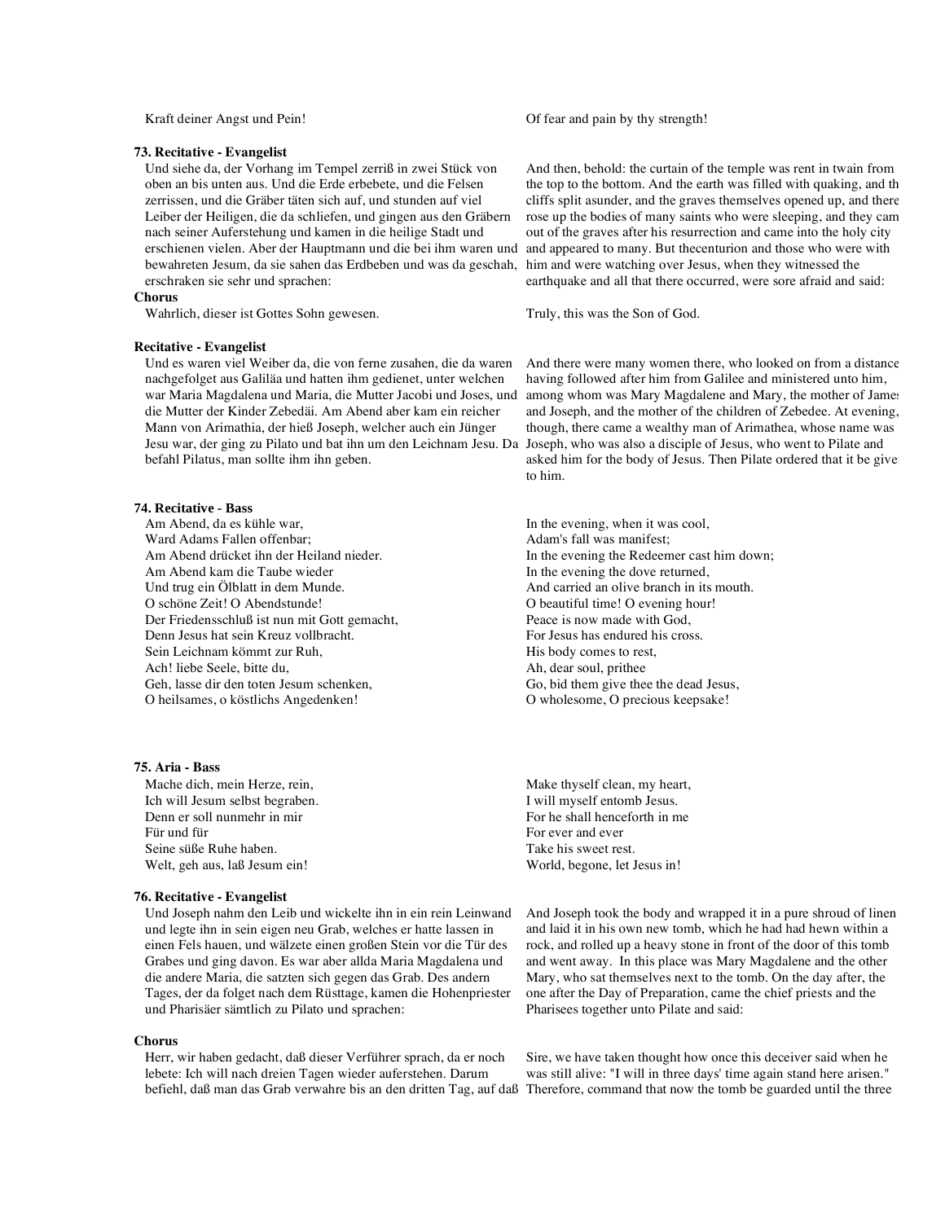Kraft deiner Angst und Pein!

Of fear and pain by thy strength!

**73. Recitative - Evangelist**

Und siehe da, der Vorhang im Tempel zerriß in zwei Stück von oben an bis unten aus. Und die Erde erbebete, und die Felsen zerrissen, und die Gräber täten sich auf, und stunden auf viel Leiber der Heiligen, die da schliefen, und gingen aus den Gräbern nach seiner Auferstehung und kamen in die heilige Stadt und erschienen vielen. Aber der Hauptmann und die bei ihm waren und bewahreten Jesum, da sie sahen das Erdbeben und was da geschah, erschraken sie sehr und sprachen:

And then, behold: the curtain of the temple was rent in twain from the top to the bottom. And the earth was filled with quaking, and th cliffs split asunder, and the graves themselves opened up, and there rose up the bodies of many saints who were sleeping, and they cam out of the graves after his resurrection and came into the holy city and appeared to many. But thecenturion and those who were with him and were watching over Jesus, when they witnessed the earthquake and all that there occurred, were sore afraid and said:

**Chorus**

Wahrlich, dieser ist Gottes Sohn gewesen.

Truly, this was the Son of God.

**Recitative - Evangelist**

Und es waren viel Weiber da, die von ferne zusahen, die da waren nachgefolget aus Galiläa und hatten ihm gedienet, unter welchen war Maria Magdalena und Maria, die Mutter Jacobi und Joses, und die Mutter der Kinder Zebedäi. Am Abend aber kam ein reicher Mann von Arimathia, der hieß Joseph, welcher auch ein Jünger Jesu war, der ging zu Pilato und bat ihn um den Leichnam Jesu. Da befahl Pilatus, man sollte ihm ihn geben.

And there were many women there, who looked on from a distance having followed after him from Galilee and ministered unto him, among whom was Mary Magdalene and Mary, the mother of James and Joseph, and the mother of the children of Zebedee. At evening, though, there came a wealthy man of Arimathea, whose name was Joseph, who was also a disciple of Jesus, who went to Pilate and asked him for the body of Jesus. Then Pilate ordered that it be give to him.

**74. Recitative - Bass**

Am Abend, da es kühle war,  
Ward Adams Fallen offenbar;  
Am Abend drücket ihn der Heiland nieder.  
Am Abend kam die Taube wieder  
Und trug ein Ölblatt in dem Munde.  
O schöne Zeit! O Abendstunde!  
Der Friedensschluß ist nun mit Gott gemacht,  
Denn Jesus hat sein Kreuz vollbracht.  
Sein Leichnam kömmt zur Ruh,  
Ach! liebe Seele, bitte du,  
Geh, lasse dir den toten Jesum schenken,  
O heilsames, o köstlichs Angedenken!

In the evening, when it was cool,  
Adam's fall was manifest;  
In the evening the Redeemer cast him down;  
In the evening the dove returned,  
And carried an olive branch in its mouth.  
O beautiful time! O evening hour!  
Peace is now made with God,  
For Jesus has endured his cross.  
His body comes to rest,  
Ah, dear soul, prithee  
Go, bid them give thee the dead Jesus,  
O wholesome, O precious keepsake!

**75. Aria - Bass**

Mache dich, mein Herze, rein,  
Ich will Jesum selbst begraben.  
Denn er soll nunmehr in mir  
Für und für  
Seine süße Ruhe haben.  
Welt, geh aus, laß Jesum ein!

Make thyself clean, my heart,  
I will myself entomb Jesus.  
For he shall henceforth in me  
For ever and ever  
Take his sweet rest.  
World, begone, let Jesus in!

**76. Recitative - Evangelist**

Und Joseph nahm den Leib und wickelte ihn in ein rein Leinwand und legte ihn in sein eigen neu Grab, welches er hatte lassen in einen Fels hauen, und wälzete einen großen Stein vor die Tür des Grabes und ging davon. Es war aber allda Maria Magdalena und die andere Maria, die satzten sich gegen das Grab. Des andern Tages, der da folget nach dem Rüsttage, kamen die Hohenpriester und Pharisäer sämtlich zu Pilato und sprachen:

And Joseph took the body and wrapped it in a pure shroud of linen and laid it in his own new tomb, which he had had hewn within a rock, and rolled up a heavy stone in front of the door of this tomb and went away. In this place was Mary Magdalene and the other Mary, who sat themselves next to the tomb. On the day after, the one after the Day of Preparation, came the chief priests and the Pharisees together unto Pilate and said:

**Chorus**

Herr, wir haben gedacht, daß dieser Verführer sprach, da er noch lebete: Ich will nach dreien Tagen wieder auferstehen. Darum befiehl, daß man das Grab verwahre bis an den dritten Tag, auf daß

Sire, we have taken thought how once this deceiver said when he was still alive: "I will in three days' time again stand here arisen." Therefore, command that now the tomb be guarded until the three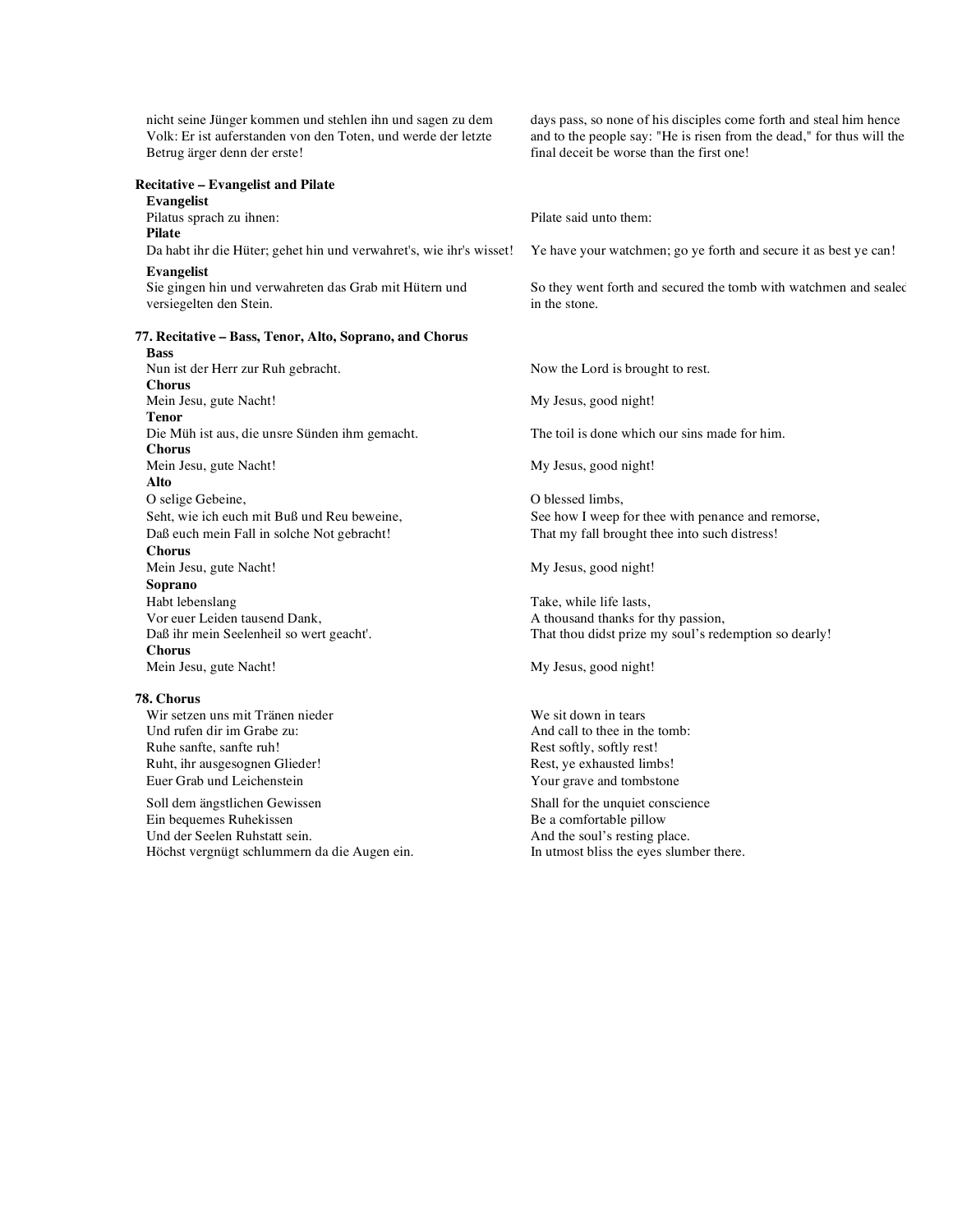nicht seine Jünger kommen und stehlen ihn und sagen zu dem Volk: Er ist auferstanden von den Toten, und werde der letzte Betrug ärger denn der erste!

days pass, so none of his disciples come forth and steal him hence and to the people say: "He is risen from the dead," for thus will the final deceit be worse than the first one!

**Recitative – Evangelist and Pilate**

**Evangelist**
Pilatus sprach zu ihnen:

Pilate said unto them:

**Pilate**
Da habt ihr die Hüter; gehet hin und verwahret's, wie ihr's wisset!

Ye have your watchmen; go ye forth and secure it as best ye can!

**Evangelist**
Sie gingen hin und verwahreten das Grab mit Hütern und versiegelten den Stein.

So they went forth and secured the tomb with watchmen and sealed in the stone.

**77. Recitative – Bass, Tenor, Alto, Soprano, and Chorus**

**Bass**
Nun ist der Herr zur Ruh gebracht.

Now the Lord is brought to rest.

**Chorus**
Mein Jesu, gute Nacht!

My Jesus, good night!

**Tenor**
Die Müh ist aus, die unsre Sünden ihm gemacht.

The toil is done which our sins made for him.

**Chorus**
Mein Jesu, gute Nacht!

My Jesus, good night!

**Alto**
O selige Gebeine,
Seht, wie ich euch mit Buß und Reu beweine,
Daß euch mein Fall in solche Not gebracht!

O blessed limbs,
See how I weep for thee with penance and remorse,
That my fall brought thee into such distress!

**Chorus**
Mein Jesu, gute Nacht!

My Jesus, good night!

**Soprano**
Habt lebenslang
Vor euer Leiden tausend Dank,
Daß ihr mein Seelenheil so wert geacht'.

Take, while life lasts,
A thousand thanks for thy passion,
That thou didst prize my soul's redemption so dearly!

**Chorus**
Mein Jesu, gute Nacht!

My Jesus, good night!

**78. Chorus**

Wir setzen uns mit Tränen nieder
Und rufen dir im Grabe zu:
Ruhe sanfte, sanfte ruh!
Ruht, ihr ausgesognen Glieder!
Euer Grab und Leichenstein

Soll dem ängstlichen Gewissen
Ein bequemes Ruhekissen
Und der Seelen Ruhstatt sein.
Höchst vergnügt schlummern da die Augen ein.

We sit down in tears
And call to thee in the tomb:
Rest softly, softly rest!
Rest, ye exhausted limbs!
Your grave and tombstone

Shall for the unquiet conscience
Be a comfortable pillow
And the soul's resting place.
In utmost bliss the eyes slumber there.